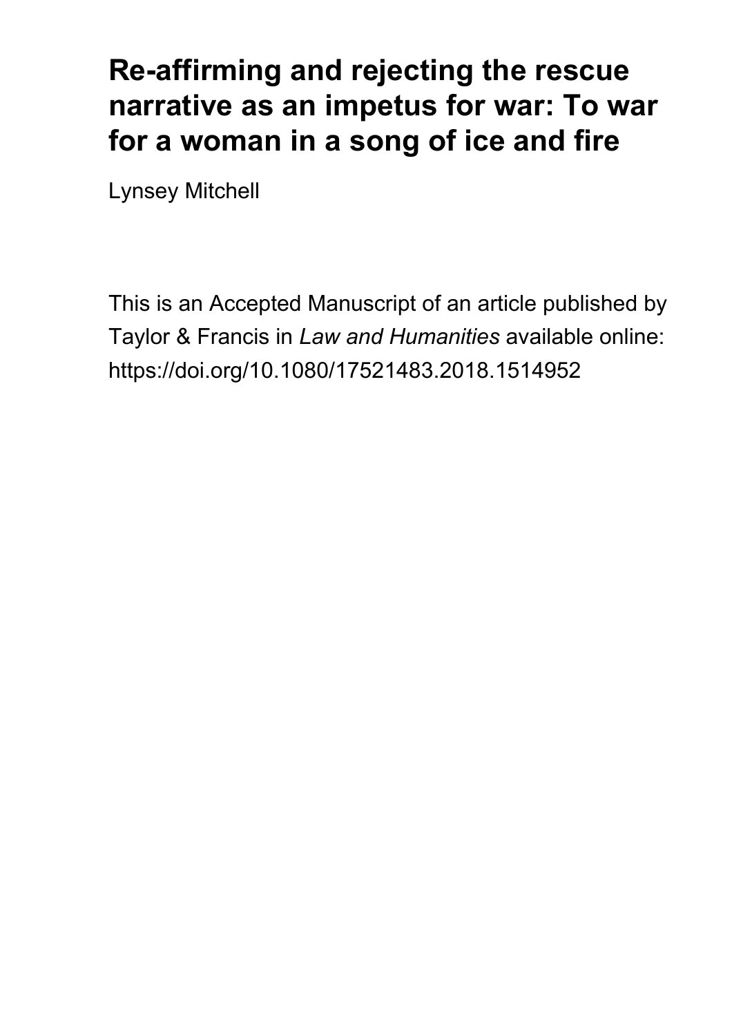# Re-affirming and rejecting the rescue narrative as an impetus for war: To war for a woman in a song of ice and fire

Lynsey Mitchell

This is an Accepted Manuscript of an article published by Taylor & Francis in *Law and Humanities* available online: https://doi.org/10.1080/17521483.2018.1514952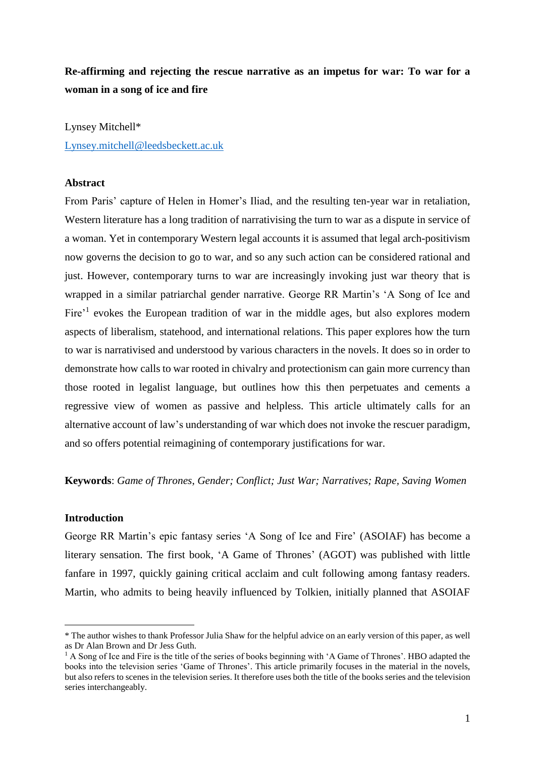**Re-affirming and rejecting the rescue narrative as an impetus for war: To war for a woman in a song of ice and fire**

Lynsey Mitchell*

Lynsey.mitchell@leedsbeckett.ac.uk

**Abstract**

From Paris' capture of Helen in Homer's Iliad, and the resulting ten-year war in retaliation, Western literature has a long tradition of narrativising the turn to war as a dispute in service of a woman. Yet in contemporary Western legal accounts it is assumed that legal arch-positivism now governs the decision to go to war, and so any such action can be considered rational and just. However, contemporary turns to war are increasingly invoking just war theory that is wrapped in a similar patriarchal gender narrative. George RR Martin's 'A Song of Ice and Fire'[1] evokes the European tradition of war in the middle ages, but also explores modern aspects of liberalism, statehood, and international relations. This paper explores how the turn to war is narrativised and understood by various characters in the novels. It does so in order to demonstrate how calls to war rooted in chivalry and protectionism can gain more currency than those rooted in legalist language, but outlines how this then perpetuates and cements a regressive view of women as passive and helpless. This article ultimately calls for an alternative account of law's understanding of war which does not invoke the rescuer paradigm, and so offers potential reimagining of contemporary justifications for war.

**Keywords**: *Game of Thrones, Gender; Conflict; Just War; Narratives; Rape, Saving Women*

**Introduction**

George RR Martin's epic fantasy series 'A Song of Ice and Fire' (ASOIAF) has become a literary sensation. The first book, 'A Game of Thrones' (AGOT) was published with little fanfare in 1997, quickly gaining critical acclaim and cult following among fantasy readers. Martin, who admits to being heavily influenced by Tolkien, initially planned that ASOIAF

---

\* The author wishes to thank Professor Julia Shaw for the helpful advice on an early version of this paper, as well as Dr Alan Brown and Dr Jess Guth.

[1] A Song of Ice and Fire is the title of the series of books beginning with 'A Game of Thrones'. HBO adapted the books into the television series 'Game of Thrones'. This article primarily focuses in the material in the novels, but also refers to scenes in the television series. It therefore uses both the title of the books series and the television series interchangeably.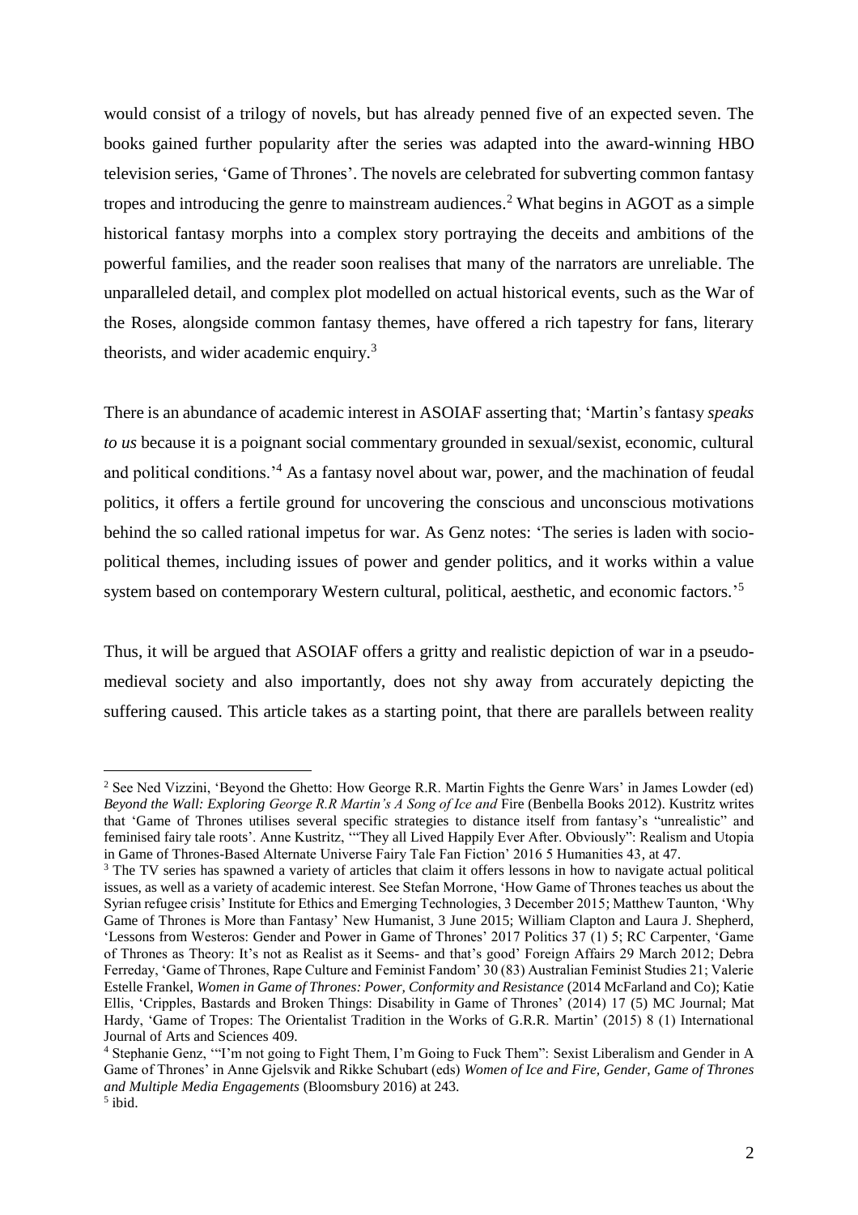would consist of a trilogy of novels, but has already penned five of an expected seven. The books gained further popularity after the series was adapted into the award-winning HBO television series, 'Game of Thrones'. The novels are celebrated for subverting common fantasy tropes and introducing the genre to mainstream audiences.[2] What begins in AGOT as a simple historical fantasy morphs into a complex story portraying the deceits and ambitions of the powerful families, and the reader soon realises that many of the narrators are unreliable. The unparalleled detail, and complex plot modelled on actual historical events, such as the War of the Roses, alongside common fantasy themes, have offered a rich tapestry for fans, literary theorists, and wider academic enquiry.[3]

There is an abundance of academic interest in ASOIAF asserting that; 'Martin's fantasy *speaks to us* because it is a poignant social commentary grounded in sexual/sexist, economic, cultural and political conditions.'[4] As a fantasy novel about war, power, and the machination of feudal politics, it offers a fertile ground for uncovering the conscious and unconscious motivations behind the so called rational impetus for war. As Genz notes: 'The series is laden with socio-political themes, including issues of power and gender politics, and it works within a value system based on contemporary Western cultural, political, aesthetic, and economic factors.'[5]

Thus, it will be argued that ASOIAF offers a gritty and realistic depiction of war in a pseudo-medieval society and also importantly, does not shy away from accurately depicting the suffering caused. This article takes as a starting point, that there are parallels between reality

---

[2] See Ned Vizzini, 'Beyond the Ghetto: How George R.R. Martin Fights the Genre Wars' in James Lowder (ed) *Beyond the Wall: Exploring George R.R Martin's A Song of Ice and* Fire (Benbella Books 2012). Kustritz writes that 'Game of Thrones utilises several specific strategies to distance itself from fantasy's "unrealistic" and feminised fairy tale roots'. Anne Kustritz, '"They all Lived Happily Ever After. Obviously": Realism and Utopia in Game of Thrones-Based Alternate Universe Fairy Tale Fan Fiction' 2016 5 Humanities 43, at 47.

[3] The TV series has spawned a variety of articles that claim it offers lessons in how to navigate actual political issues, as well as a variety of academic interest. See Stefan Morrone, 'How Game of Thrones teaches us about the Syrian refugee crisis' Institute for Ethics and Emerging Technologies, 3 December 2015; Matthew Taunton, 'Why Game of Thrones is More than Fantasy' New Humanist, 3 June 2015; William Clapton and Laura J. Shepherd, 'Lessons from Westeros: Gender and Power in Game of Thrones' 2017 Politics 37 (1) 5; RC Carpenter, 'Game of Thrones as Theory: It's not as Realist as it Seems- and that's good' Foreign Affairs 29 March 2012; Debra Ferreday, 'Game of Thrones, Rape Culture and Feminist Fandom' 30 (83) Australian Feminist Studies 21; Valerie Estelle Frankel, *Women in Game of Thrones: Power, Conformity and Resistance* (2014 McFarland and Co); Katie Ellis, 'Cripples, Bastards and Broken Things: Disability in Game of Thrones' (2014) 17 (5) MC Journal; Mat Hardy, 'Game of Tropes: The Orientalist Tradition in the Works of G.R.R. Martin' (2015) 8 (1) International Journal of Arts and Sciences 409.

[4] Stephanie Genz, '"I'm not going to Fight Them, I'm Going to Fuck Them": Sexist Liberalism and Gender in A Game of Thrones' in Anne Gjelsvik and Rikke Schubart (eds) *Women of Ice and Fire, Gender, Game of Thrones and Multiple Media Engagements* (Bloomsbury 2016) at 243.

[5] ibid.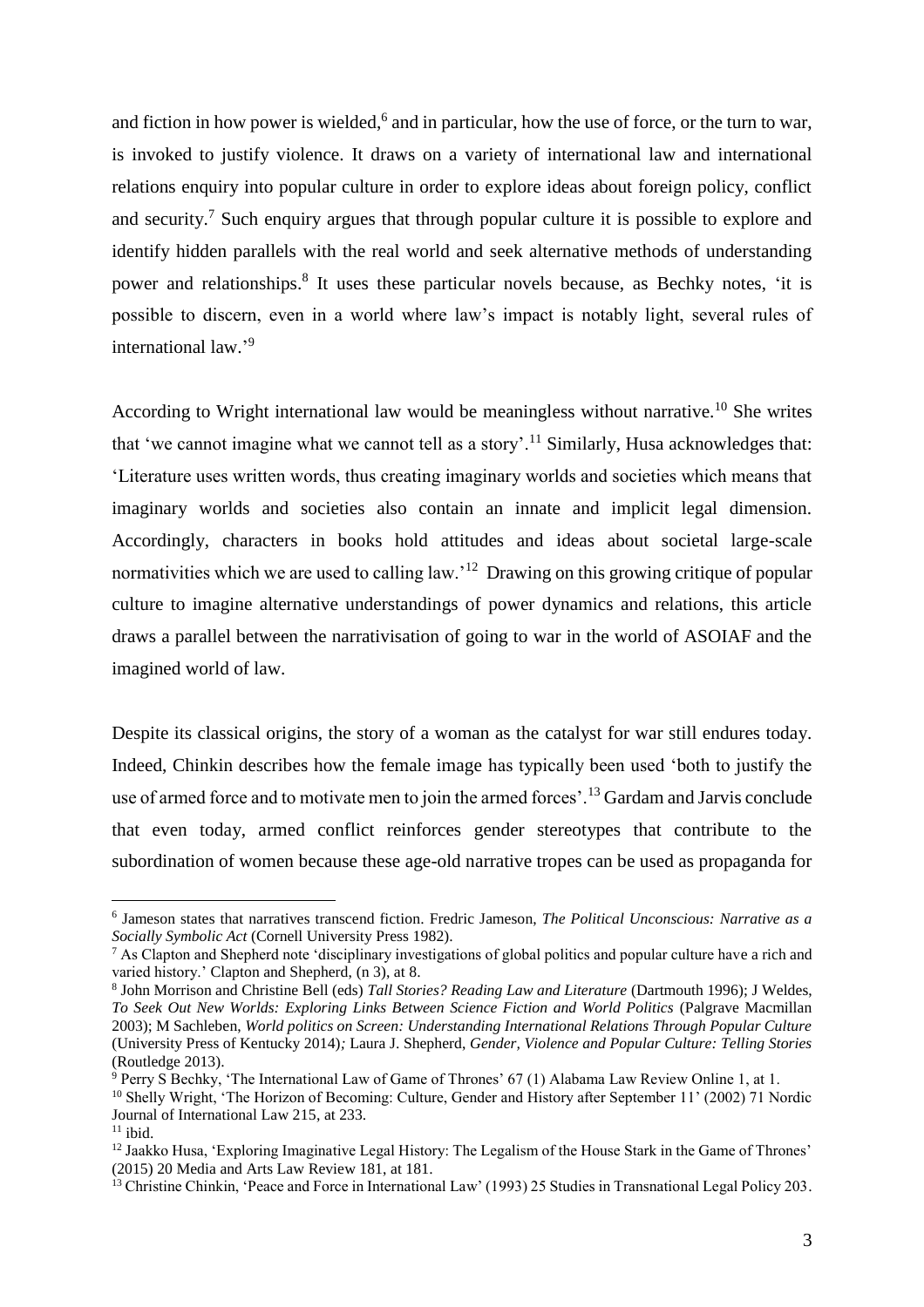and fiction in how power is wielded,[6] and in particular, how the use of force, or the turn to war, is invoked to justify violence. It draws on a variety of international law and international relations enquiry into popular culture in order to explore ideas about foreign policy, conflict and security.[7] Such enquiry argues that through popular culture it is possible to explore and identify hidden parallels with the real world and seek alternative methods of understanding power and relationships.[8] It uses these particular novels because, as Bechky notes, 'it is possible to discern, even in a world where law's impact is notably light, several rules of international law.'[9]

According to Wright international law would be meaningless without narrative.[10] She writes that 'we cannot imagine what we cannot tell as a story'.[11] Similarly, Husa acknowledges that: 'Literature uses written words, thus creating imaginary worlds and societies which means that imaginary worlds and societies also contain an innate and implicit legal dimension. Accordingly, characters in books hold attitudes and ideas about societal large-scale normativities which we are used to calling law.'[12] Drawing on this growing critique of popular culture to imagine alternative understandings of power dynamics and relations, this article draws a parallel between the narrativisation of going to war in the world of ASOIAF and the imagined world of law.

Despite its classical origins, the story of a woman as the catalyst for war still endures today. Indeed, Chinkin describes how the female image has typically been used 'both to justify the use of armed force and to motivate men to join the armed forces'.[13] Gardam and Jarvis conclude that even today, armed conflict reinforces gender stereotypes that contribute to the subordination of women because these age-old narrative tropes can be used as propaganda for

---

[6] Jameson states that narratives transcend fiction. Fredric Jameson, *The Political Unconscious: Narrative as a Socially Symbolic Act* (Cornell University Press 1982).

[7] As Clapton and Shepherd note 'disciplinary investigations of global politics and popular culture have a rich and varied history.' Clapton and Shepherd, (n 3), at 8.

[8] John Morrison and Christine Bell (eds) *Tall Stories? Reading Law and Literature* (Dartmouth 1996); J Weldes, *To Seek Out New Worlds: Exploring Links Between Science Fiction and World Politics* (Palgrave Macmillan 2003); M Sachleben, *World politics on Screen: Understanding International Relations Through Popular Culture* (University Press of Kentucky 2014); Laura J. Shepherd, *Gender, Violence and Popular Culture: Telling Stories* (Routledge 2013).

[9] Perry S Bechky, 'The International Law of Game of Thrones' 67 (1) Alabama Law Review Online 1, at 1.

[10] Shelly Wright, 'The Horizon of Becoming: Culture, Gender and History after September 11' (2002) 71 Nordic Journal of International Law 215, at 233.

[11] ibid.

[12] Jaakko Husa, 'Exploring Imaginative Legal History: The Legalism of the House Stark in the Game of Thrones' (2015) 20 Media and Arts Law Review 181, at 181.

[13] Christine Chinkin, 'Peace and Force in International Law' (1993) 25 Studies in Transnational Legal Policy 203.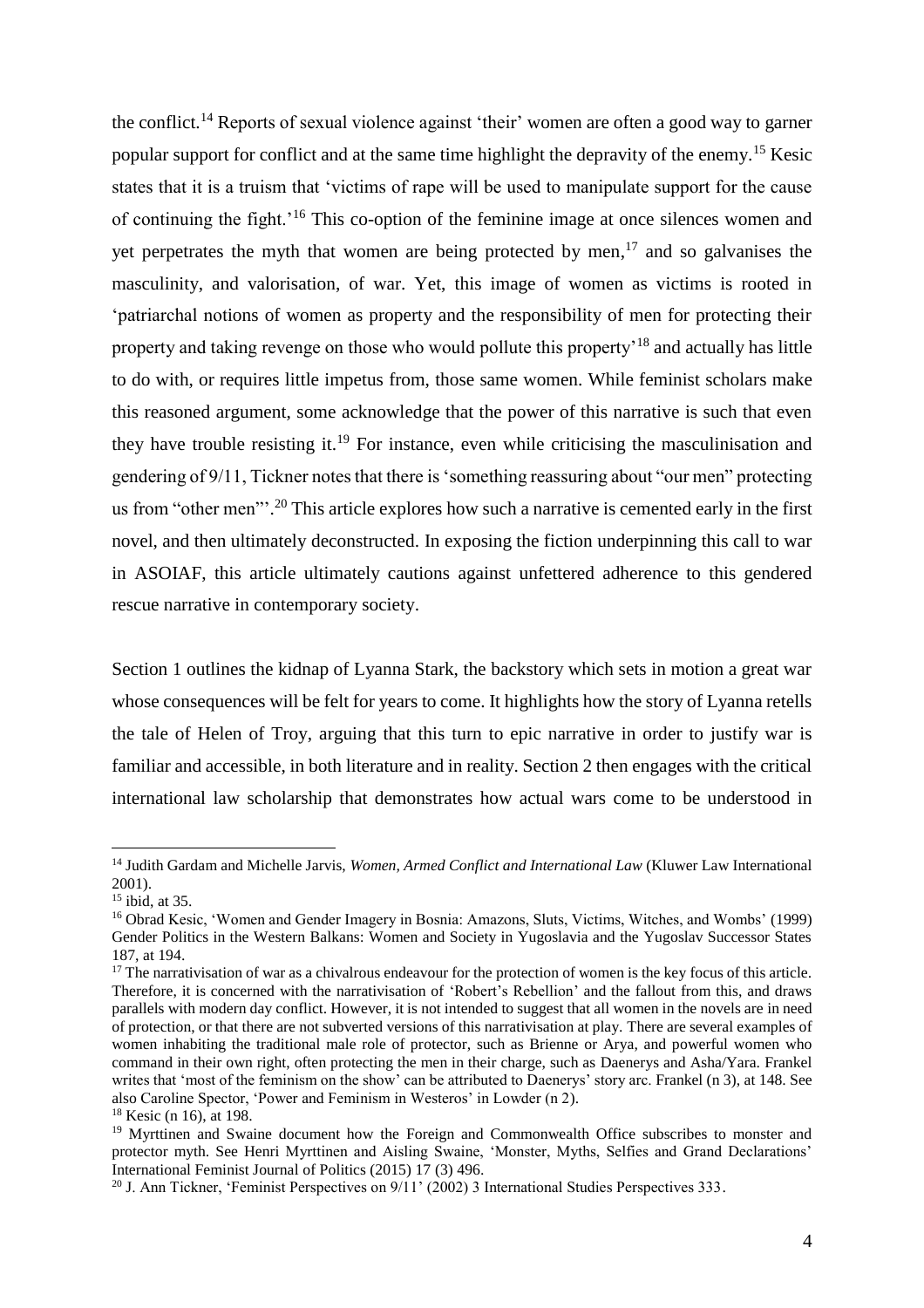the conflict.[14] Reports of sexual violence against 'their' women are often a good way to garner popular support for conflict and at the same time highlight the depravity of the enemy.[15] Kesic states that it is a truism that 'victims of rape will be used to manipulate support for the cause of continuing the fight.'[16] This co-option of the feminine image at once silences women and yet perpetrates the myth that women are being protected by men,[17] and so galvanises the masculinity, and valorisation, of war. Yet, this image of women as victims is rooted in 'patriarchal notions of women as property and the responsibility of men for protecting their property and taking revenge on those who would pollute this property'[18] and actually has little to do with, or requires little impetus from, those same women. While feminist scholars make this reasoned argument, some acknowledge that the power of this narrative is such that even they have trouble resisting it.[19] For instance, even while criticising the masculinisation and gendering of 9/11, Tickner notes that there is 'something reassuring about "our men" protecting us from "other men"'.[20] This article explores how such a narrative is cemented early in the first novel, and then ultimately deconstructed. In exposing the fiction underpinning this call to war in ASOIAF, this article ultimately cautions against unfettered adherence to this gendered rescue narrative in contemporary society.

Section 1 outlines the kidnap of Lyanna Stark, the backstory which sets in motion a great war whose consequences will be felt for years to come. It highlights how the story of Lyanna retells the tale of Helen of Troy, arguing that this turn to epic narrative in order to justify war is familiar and accessible, in both literature and in reality. Section 2 then engages with the critical international law scholarship that demonstrates how actual wars come to be understood in

---

[14] Judith Gardam and Michelle Jarvis, *Women, Armed Conflict and International Law* (Kluwer Law International 2001).

[15] ibid, at 35.

[16] Obrad Kesic, 'Women and Gender Imagery in Bosnia: Amazons, Sluts, Victims, Witches, and Wombs' (1999) Gender Politics in the Western Balkans: Women and Society in Yugoslavia and the Yugoslav Successor States 187, at 194.

[17] The narrativisation of war as a chivalrous endeavour for the protection of women is the key focus of this article. Therefore, it is concerned with the narrativisation of 'Robert's Rebellion' and the fallout from this, and draws parallels with modern day conflict. However, it is not intended to suggest that all women in the novels are in need of protection, or that there are not subverted versions of this narrativisation at play. There are several examples of women inhabiting the traditional male role of protector, such as Brienne or Arya, and powerful women who command in their own right, often protecting the men in their charge, such as Daenerys and Asha/Yara. Frankel writes that 'most of the feminism on the show' can be attributed to Daenerys' story arc. Frankel (n 3), at 148. See also Caroline Spector, 'Power and Feminism in Westeros' in Lowder (n 2).

[18] Kesic (n 16), at 198.

[19] Myrttinen and Swaine document how the Foreign and Commonwealth Office subscribes to monster and protector myth. See Henri Myrttinen and Aisling Swaine, 'Monster, Myths, Selfies and Grand Declarations' International Feminist Journal of Politics (2015) 17 (3) 496.

[20] J. Ann Tickner, 'Feminist Perspectives on 9/11' (2002) 3 International Studies Perspectives 333.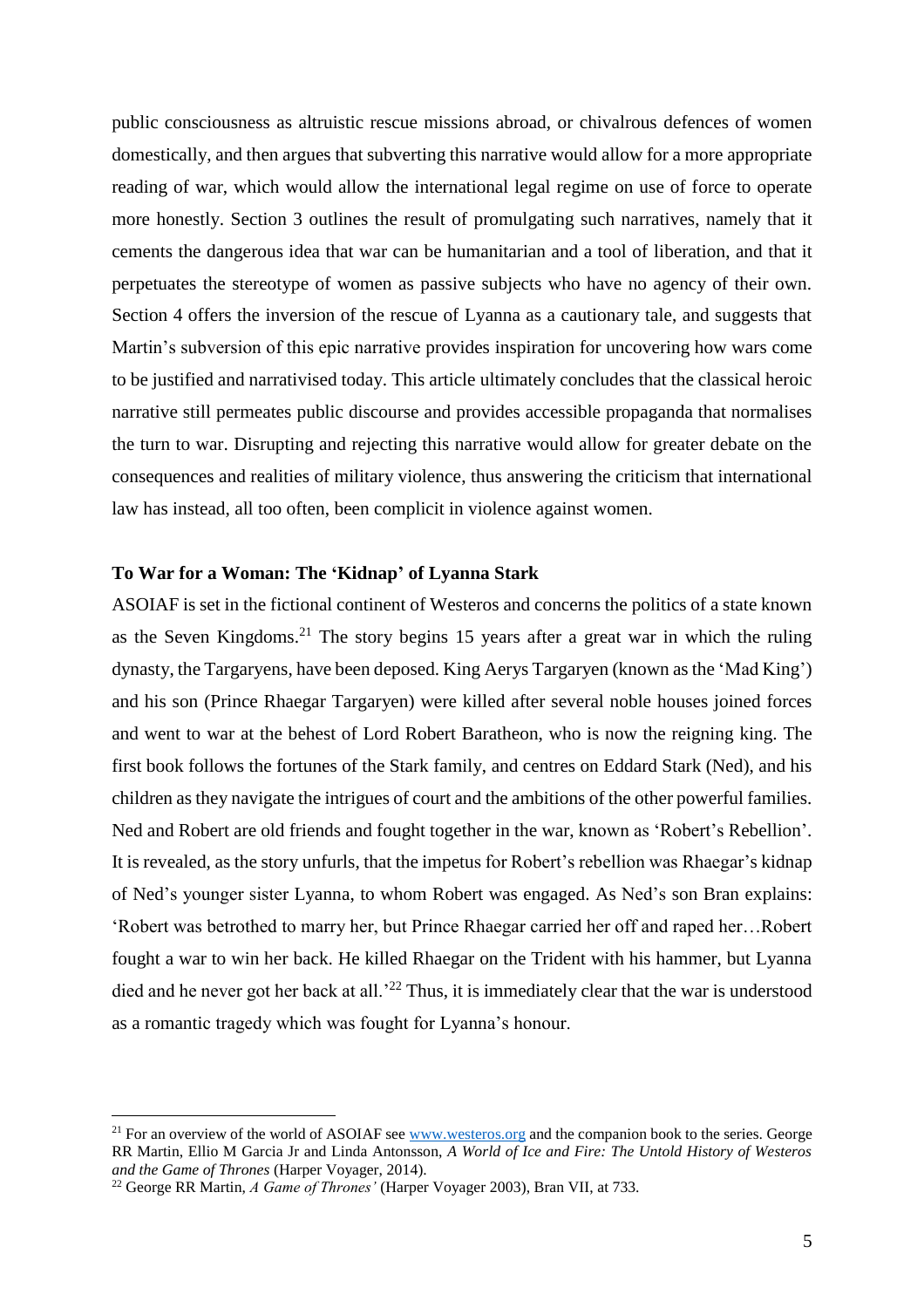public consciousness as altruistic rescue missions abroad, or chivalrous defences of women domestically, and then argues that subverting this narrative would allow for a more appropriate reading of war, which would allow the international legal regime on use of force to operate more honestly. Section 3 outlines the result of promulgating such narratives, namely that it cements the dangerous idea that war can be humanitarian and a tool of liberation, and that it perpetuates the stereotype of women as passive subjects who have no agency of their own. Section 4 offers the inversion of the rescue of Lyanna as a cautionary tale, and suggests that Martin's subversion of this epic narrative provides inspiration for uncovering how wars come to be justified and narrativised today. This article ultimately concludes that the classical heroic narrative still permeates public discourse and provides accessible propaganda that normalises the turn to war. Disrupting and rejecting this narrative would allow for greater debate on the consequences and realities of military violence, thus answering the criticism that international law has instead, all too often, been complicit in violence against women.

## To War for a Woman: The 'Kidnap' of Lyanna Stark

ASOIAF is set in the fictional continent of Westeros and concerns the politics of a state known as the Seven Kingdoms.[21] The story begins 15 years after a great war in which the ruling dynasty, the Targaryens, have been deposed. King Aerys Targaryen (known as the 'Mad King') and his son (Prince Rhaegar Targaryen) were killed after several noble houses joined forces and went to war at the behest of Lord Robert Baratheon, who is now the reigning king. The first book follows the fortunes of the Stark family, and centres on Eddard Stark (Ned), and his children as they navigate the intrigues of court and the ambitions of the other powerful families. Ned and Robert are old friends and fought together in the war, known as 'Robert's Rebellion'. It is revealed, as the story unfurls, that the impetus for Robert's rebellion was Rhaegar's kidnap of Ned's younger sister Lyanna, to whom Robert was engaged. As Ned's son Bran explains: 'Robert was betrothed to marry her, but Prince Rhaegar carried her off and raped her…Robert fought a war to win her back. He killed Rhaegar on the Trident with his hammer, but Lyanna died and he never got her back at all.'[22] Thus, it is immediately clear that the war is understood as a romantic tragedy which was fought for Lyanna's honour.

---

[21] For an overview of the world of ASOIAF see www.westeros.org and the companion book to the series. George RR Martin, Ellio M Garcia Jr and Linda Antonsson, *A World of Ice and Fire: The Untold History of Westeros and the Game of Thrones* (Harper Voyager, 2014).

[22] George RR Martin, *A Game of Thrones'* (Harper Voyager 2003), Bran VII, at 733.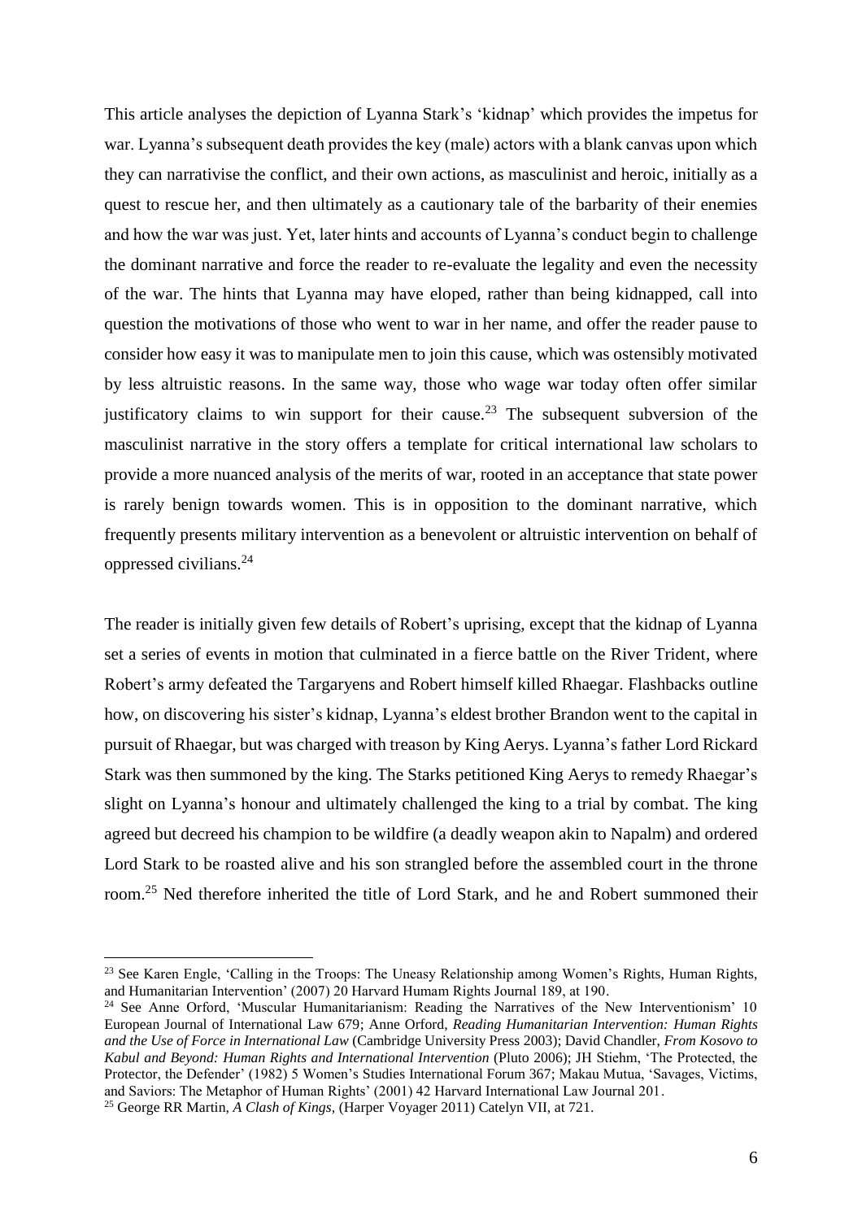This article analyses the depiction of Lyanna Stark's 'kidnap' which provides the impetus for war. Lyanna's subsequent death provides the key (male) actors with a blank canvas upon which they can narrativise the conflict, and their own actions, as masculinist and heroic, initially as a quest to rescue her, and then ultimately as a cautionary tale of the barbarity of their enemies and how the war was just. Yet, later hints and accounts of Lyanna's conduct begin to challenge the dominant narrative and force the reader to re-evaluate the legality and even the necessity of the war. The hints that Lyanna may have eloped, rather than being kidnapped, call into question the motivations of those who went to war in her name, and offer the reader pause to consider how easy it was to manipulate men to join this cause, which was ostensibly motivated by less altruistic reasons. In the same way, those who wage war today often offer similar justificatory claims to win support for their cause.[23] The subsequent subversion of the masculinist narrative in the story offers a template for critical international law scholars to provide a more nuanced analysis of the merits of war, rooted in an acceptance that state power is rarely benign towards women. This is in opposition to the dominant narrative, which frequently presents military intervention as a benevolent or altruistic intervention on behalf of oppressed civilians.[24]

The reader is initially given few details of Robert's uprising, except that the kidnap of Lyanna set a series of events in motion that culminated in a fierce battle on the River Trident, where Robert's army defeated the Targaryens and Robert himself killed Rhaegar. Flashbacks outline how, on discovering his sister's kidnap, Lyanna's eldest brother Brandon went to the capital in pursuit of Rhaegar, but was charged with treason by King Aerys. Lyanna's father Lord Rickard Stark was then summoned by the king. The Starks petitioned King Aerys to remedy Rhaegar's slight on Lyanna's honour and ultimately challenged the king to a trial by combat. The king agreed but decreed his champion to be wildfire (a deadly weapon akin to Napalm) and ordered Lord Stark to be roasted alive and his son strangled before the assembled court in the throne room.[25] Ned therefore inherited the title of Lord Stark, and he and Robert summoned their

---

[23] See Karen Engle, 'Calling in the Troops: The Uneasy Relationship among Women's Rights, Human Rights, and Humanitarian Intervention' (2007) 20 Harvard Humam Rights Journal 189, at 190.

[24] See Anne Orford, 'Muscular Humanitarianism: Reading the Narratives of the New Interventionism' 10 European Journal of International Law 679; Anne Orford, *Reading Humanitarian Intervention: Human Rights and the Use of Force in International Law* (Cambridge University Press 2003); David Chandler, *From Kosovo to Kabul and Beyond: Human Rights and International Intervention* (Pluto 2006); JH Stiehm, 'The Protected, the Protector, the Defender' (1982) 5 Women's Studies International Forum 367; Makau Mutua, 'Savages, Victims, and Saviors: The Metaphor of Human Rights' (2001) 42 Harvard International Law Journal 201.

[25] George RR Martin, *A Clash of Kings*, (Harper Voyager 2011) Catelyn VII, at 721.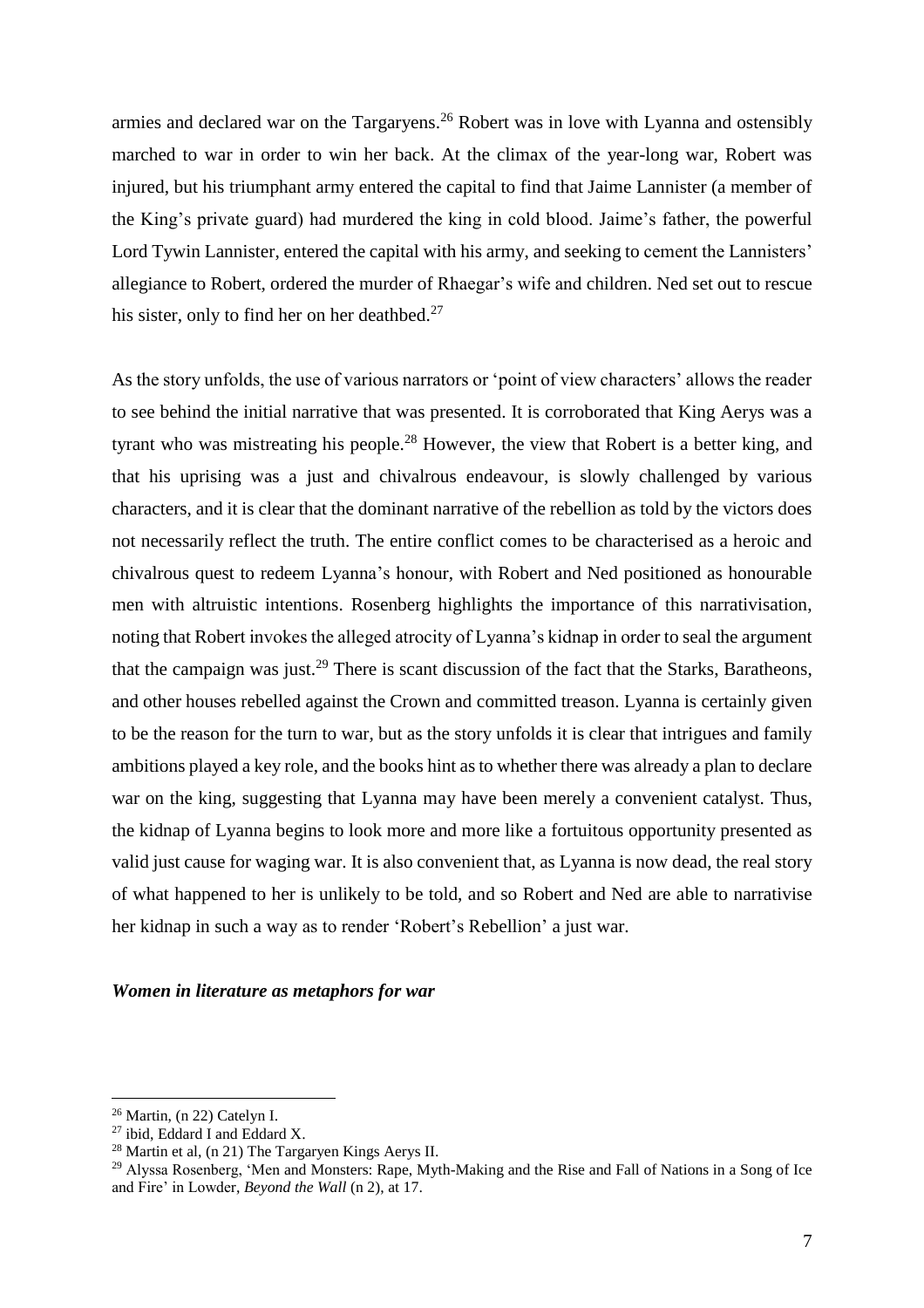armies and declared war on the Targaryens.[26] Robert was in love with Lyanna and ostensibly marched to war in order to win her back. At the climax of the year-long war, Robert was injured, but his triumphant army entered the capital to find that Jaime Lannister (a member of the King's private guard) had murdered the king in cold blood. Jaime's father, the powerful Lord Tywin Lannister, entered the capital with his army, and seeking to cement the Lannisters' allegiance to Robert, ordered the murder of Rhaegar's wife and children. Ned set out to rescue his sister, only to find her on her deathbed.[27]

As the story unfolds, the use of various narrators or 'point of view characters' allows the reader to see behind the initial narrative that was presented. It is corroborated that King Aerys was a tyrant who was mistreating his people.[28] However, the view that Robert is a better king, and that his uprising was a just and chivalrous endeavour, is slowly challenged by various characters, and it is clear that the dominant narrative of the rebellion as told by the victors does not necessarily reflect the truth. The entire conflict comes to be characterised as a heroic and chivalrous quest to redeem Lyanna's honour, with Robert and Ned positioned as honourable men with altruistic intentions. Rosenberg highlights the importance of this narrativisation, noting that Robert invokes the alleged atrocity of Lyanna's kidnap in order to seal the argument that the campaign was just.[29] There is scant discussion of the fact that the Starks, Baratheons, and other houses rebelled against the Crown and committed treason. Lyanna is certainly given to be the reason for the turn to war, but as the story unfolds it is clear that intrigues and family ambitions played a key role, and the books hint as to whether there was already a plan to declare war on the king, suggesting that Lyanna may have been merely a convenient catalyst. Thus, the kidnap of Lyanna begins to look more and more like a fortuitous opportunity presented as valid just cause for waging war. It is also convenient that, as Lyanna is now dead, the real story of what happened to her is unlikely to be told, and so Robert and Ned are able to narrativise her kidnap in such a way as to render 'Robert's Rebellion' a just war.

### *Women in literature as metaphors for war*

[26] Martin, (n 22) Catelyn I.

[27] ibid, Eddard I and Eddard X.

[28] Martin et al, (n 21) The Targaryen Kings Aerys II.

[29] Alyssa Rosenberg, 'Men and Monsters: Rape, Myth-Making and the Rise and Fall of Nations in a Song of Ice and Fire' in Lowder, *Beyond the Wall* (n 2), at 17.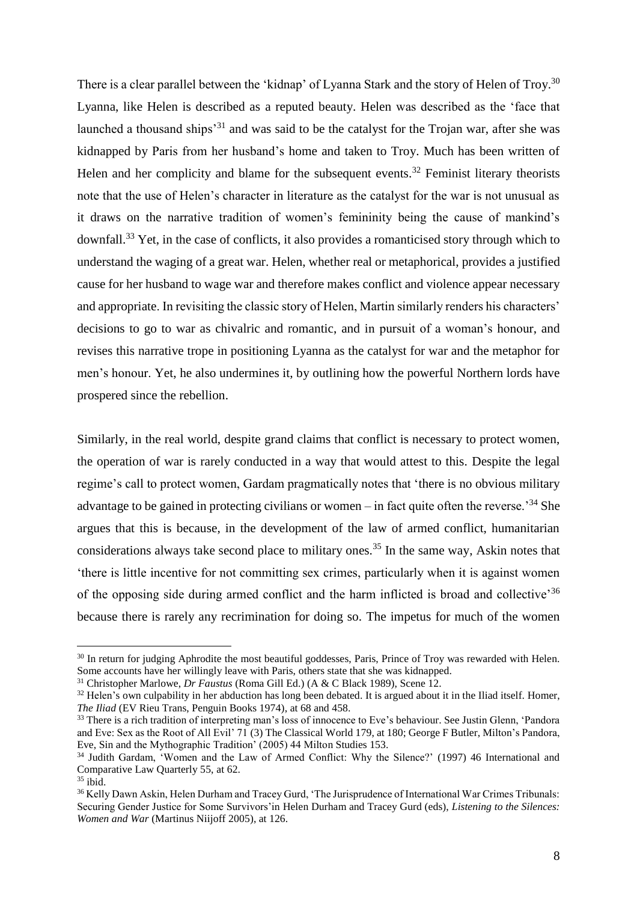There is a clear parallel between the 'kidnap' of Lyanna Stark and the story of Helen of Troy.[30] Lyanna, like Helen is described as a reputed beauty. Helen was described as the 'face that launched a thousand ships'[31] and was said to be the catalyst for the Trojan war, after she was kidnapped by Paris from her husband's home and taken to Troy. Much has been written of Helen and her complicity and blame for the subsequent events.[32] Feminist literary theorists note that the use of Helen's character in literature as the catalyst for the war is not unusual as it draws on the narrative tradition of women's femininity being the cause of mankind's downfall.[33] Yet, in the case of conflicts, it also provides a romanticised story through which to understand the waging of a great war. Helen, whether real or metaphorical, provides a justified cause for her husband to wage war and therefore makes conflict and violence appear necessary and appropriate. In revisiting the classic story of Helen, Martin similarly renders his characters' decisions to go to war as chivalric and romantic, and in pursuit of a woman's honour, and revises this narrative trope in positioning Lyanna as the catalyst for war and the metaphor for men's honour. Yet, he also undermines it, by outlining how the powerful Northern lords have prospered since the rebellion.

Similarly, in the real world, despite grand claims that conflict is necessary to protect women, the operation of war is rarely conducted in a way that would attest to this. Despite the legal regime's call to protect women, Gardam pragmatically notes that 'there is no obvious military advantage to be gained in protecting civilians or women – in fact quite often the reverse.'[34] She argues that this is because, in the development of the law of armed conflict, humanitarian considerations always take second place to military ones.[35] In the same way, Askin notes that 'there is little incentive for not committing sex crimes, particularly when it is against women of the opposing side during armed conflict and the harm inflicted is broad and collective'[36] because there is rarely any recrimination for doing so. The impetus for much of the women

[30] In return for judging Aphrodite the most beautiful goddesses, Paris, Prince of Troy was rewarded with Helen. Some accounts have her willingly leave with Paris, others state that she was kidnapped.

[31] Christopher Marlowe, *Dr Faustus* (Roma Gill Ed.) (A & C Black 1989), Scene 12.

[32] Helen's own culpability in her abduction has long been debated. It is argued about it in the Iliad itself. Homer, *The Iliad* (EV Rieu Trans, Penguin Books 1974), at 68 and 458.

[33] There is a rich tradition of interpreting man's loss of innocence to Eve's behaviour. See Justin Glenn, 'Pandora and Eve: Sex as the Root of All Evil' 71 (3) The Classical World 179, at 180; George F Butler, Milton's Pandora, Eve, Sin and the Mythographic Tradition' (2005) 44 Milton Studies 153.

[34] Judith Gardam, 'Women and the Law of Armed Conflict: Why the Silence?' (1997) 46 International and Comparative Law Quarterly 55, at 62.

[35] ibid.

[36] Kelly Dawn Askin, Helen Durham and Tracey Gurd, 'The Jurisprudence of International War Crimes Tribunals: Securing Gender Justice for Some Survivors' in Helen Durham and Tracey Gurd (eds), *Listening to the Silences: Women and War* (Martinus Niijoff 2005), at 126.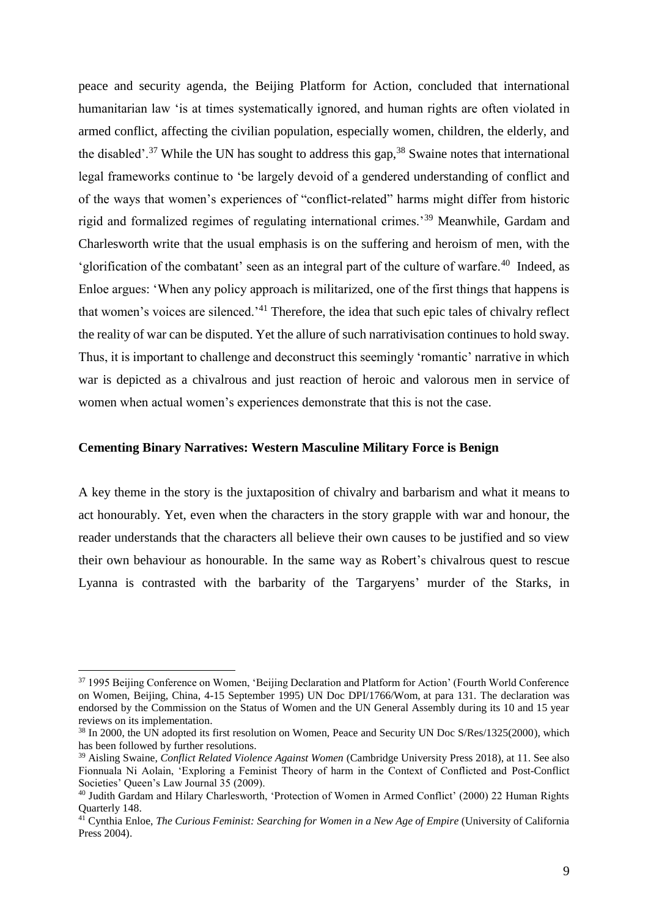peace and security agenda, the Beijing Platform for Action, concluded that international humanitarian law 'is at times systematically ignored, and human rights are often violated in armed conflict, affecting the civilian population, especially women, children, the elderly, and the disabled'.[37] While the UN has sought to address this gap,[38] Swaine notes that international legal frameworks continue to 'be largely devoid of a gendered understanding of conflict and of the ways that women's experiences of "conflict-related" harms might differ from historic rigid and formalized regimes of regulating international crimes.'[39] Meanwhile, Gardam and Charlesworth write that the usual emphasis is on the suffering and heroism of men, with the 'glorification of the combatant' seen as an integral part of the culture of warfare.[40] Indeed, as Enloe argues: 'When any policy approach is militarized, one of the first things that happens is that women's voices are silenced.'[41] Therefore, the idea that such epic tales of chivalry reflect the reality of war can be disputed. Yet the allure of such narrativisation continues to hold sway. Thus, it is important to challenge and deconstruct this seemingly 'romantic' narrative in which war is depicted as a chivalrous and just reaction of heroic and valorous men in service of women when actual women's experiences demonstrate that this is not the case.

**Cementing Binary Narratives: Western Masculine Military Force is Benign**

A key theme in the story is the juxtaposition of chivalry and barbarism and what it means to act honourably. Yet, even when the characters in the story grapple with war and honour, the reader understands that the characters all believe their own causes to be justified and so view their own behaviour as honourable. In the same way as Robert's chivalrous quest to rescue Lyanna is contrasted with the barbarity of the Targaryens' murder of the Starks, in

---

[37] 1995 Beijing Conference on Women, 'Beijing Declaration and Platform for Action' (Fourth World Conference on Women, Beijing, China, 4-15 September 1995) UN Doc DPI/1766/Wom, at para 131. The declaration was endorsed by the Commission on the Status of Women and the UN General Assembly during its 10 and 15 year reviews on its implementation.

[38] In 2000, the UN adopted its first resolution on Women, Peace and Security UN Doc S/Res/1325(2000), which has been followed by further resolutions.

[39] Aisling Swaine, *Conflict Related Violence Against Women* (Cambridge University Press 2018), at 11. See also Fionnuala Ni Aolain, 'Exploring a Feminist Theory of harm in the Context of Conflicted and Post-Conflict Societies' Queen's Law Journal 35 (2009).

[40] Judith Gardam and Hilary Charlesworth, 'Protection of Women in Armed Conflict' (2000) 22 Human Rights Quarterly 148.

[41] Cynthia Enloe, *The Curious Feminist: Searching for Women in a New Age of Empire* (University of California Press 2004).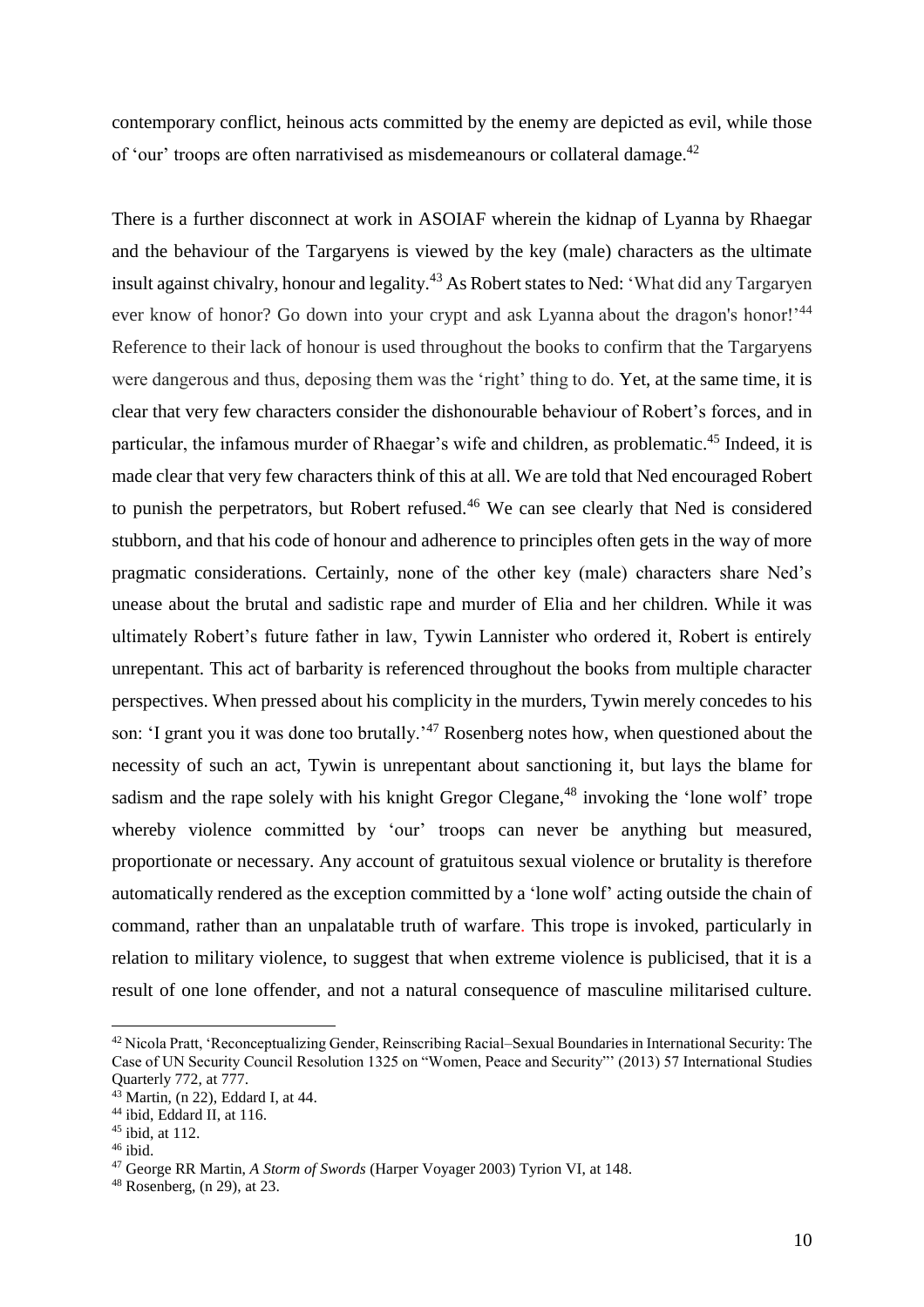contemporary conflict, heinous acts committed by the enemy are depicted as evil, while those of 'our' troops are often narrativised as misdemeanours or collateral damage.[42]

There is a further disconnect at work in ASOIAF wherein the kidnap of Lyanna by Rhaegar and the behaviour of the Targaryens is viewed by the key (male) characters as the ultimate insult against chivalry, honour and legality.[43] As Robert states to Ned: 'What did any Targaryen ever know of honor? Go down into your crypt and ask Lyanna about the dragon's honor!'[44] Reference to their lack of honour is used throughout the books to confirm that the Targaryens were dangerous and thus, deposing them was the 'right' thing to do. Yet, at the same time, it is clear that very few characters consider the dishonourable behaviour of Robert's forces, and in particular, the infamous murder of Rhaegar's wife and children, as problematic.[45] Indeed, it is made clear that very few characters think of this at all. We are told that Ned encouraged Robert to punish the perpetrators, but Robert refused.[46] We can see clearly that Ned is considered stubborn, and that his code of honour and adherence to principles often gets in the way of more pragmatic considerations. Certainly, none of the other key (male) characters share Ned's unease about the brutal and sadistic rape and murder of Elia and her children. While it was ultimately Robert's future father in law, Tywin Lannister who ordered it, Robert is entirely unrepentant. This act of barbarity is referenced throughout the books from multiple character perspectives. When pressed about his complicity in the murders, Tywin merely concedes to his son: 'I grant you it was done too brutally.'[47] Rosenberg notes how, when questioned about the necessity of such an act, Tywin is unrepentant about sanctioning it, but lays the blame for sadism and the rape solely with his knight Gregor Clegane,[48] invoking the 'lone wolf' trope whereby violence committed by 'our' troops can never be anything but measured, proportionate or necessary. Any account of gratuitous sexual violence or brutality is therefore automatically rendered as the exception committed by a 'lone wolf' acting outside the chain of command, rather than an unpalatable truth of warfare. This trope is invoked, particularly in relation to military violence, to suggest that when extreme violence is publicised, that it is a result of one lone offender, and not a natural consequence of masculine militarised culture.

---

[42] Nicola Pratt, 'Reconceptualizing Gender, Reinscribing Racial–Sexual Boundaries in International Security: The Case of UN Security Council Resolution 1325 on "Women, Peace and Security"' (2013) 57 International Studies Quarterly 772, at 777.

[43] Martin, (n 22), Eddard I, at 44.

[44] ibid, Eddard II, at 116.

[45] ibid, at 112.

[46] ibid.

[47] George RR Martin, *A Storm of Swords* (Harper Voyager 2003) Tyrion VI, at 148.

[48] Rosenberg, (n 29), at 23.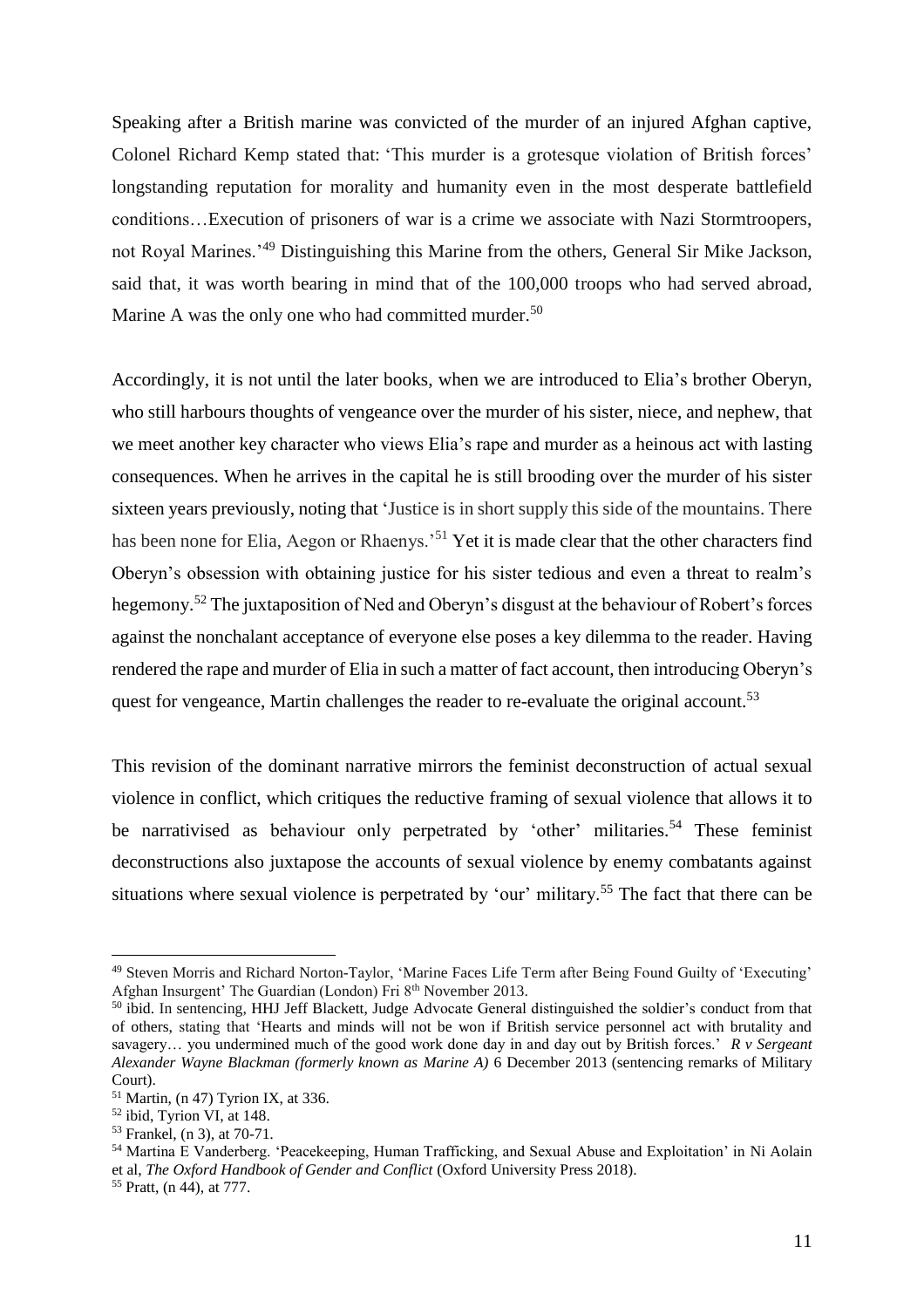Speaking after a British marine was convicted of the murder of an injured Afghan captive, Colonel Richard Kemp stated that: 'This murder is a grotesque violation of British forces' longstanding reputation for morality and humanity even in the most desperate battlefield conditions…Execution of prisoners of war is a crime we associate with Nazi Stormtroopers, not Royal Marines.'[49] Distinguishing this Marine from the others, General Sir Mike Jackson, said that, it was worth bearing in mind that of the 100,000 troops who had served abroad, Marine A was the only one who had committed murder.[50]

Accordingly, it is not until the later books, when we are introduced to Elia's brother Oberyn, who still harbours thoughts of vengeance over the murder of his sister, niece, and nephew, that we meet another key character who views Elia's rape and murder as a heinous act with lasting consequences. When he arrives in the capital he is still brooding over the murder of his sister sixteen years previously, noting that 'Justice is in short supply this side of the mountains. There has been none for Elia, Aegon or Rhaenys.'[51] Yet it is made clear that the other characters find Oberyn's obsession with obtaining justice for his sister tedious and even a threat to realm's hegemony.[52] The juxtaposition of Ned and Oberyn's disgust at the behaviour of Robert's forces against the nonchalant acceptance of everyone else poses a key dilemma to the reader. Having rendered the rape and murder of Elia in such a matter of fact account, then introducing Oberyn's quest for vengeance, Martin challenges the reader to re-evaluate the original account.[53]

This revision of the dominant narrative mirrors the feminist deconstruction of actual sexual violence in conflict, which critiques the reductive framing of sexual violence that allows it to be narrativised as behaviour only perpetrated by 'other' militaries.[54] These feminist deconstructions also juxtapose the accounts of sexual violence by enemy combatants against situations where sexual violence is perpetrated by 'our' military.[55] The fact that there can be

---

[49] Steven Morris and Richard Norton-Taylor, 'Marine Faces Life Term after Being Found Guilty of 'Executing' Afghan Insurgent' The Guardian (London) Fri 8th November 2013.

[50] ibid. In sentencing, HHJ Jeff Blackett, Judge Advocate General distinguished the soldier's conduct from that of others, stating that 'Hearts and minds will not be won if British service personnel act with brutality and savagery… you undermined much of the good work done day in and day out by British forces.' *R v Sergeant Alexander Wayne Blackman (formerly known as Marine A)* 6 December 2013 (sentencing remarks of Military Court).

[51] Martin, (n 47) Tyrion IX, at 336.

[52] ibid, Tyrion VI, at 148.

[53] Frankel, (n 3), at 70-71.

[54] Martina E Vanderberg. 'Peacekeeping, Human Trafficking, and Sexual Abuse and Exploitation' in Ni Aolain et al, *The Oxford Handbook of Gender and Conflict* (Oxford University Press 2018).

[55] Pratt, (n 44), at 777.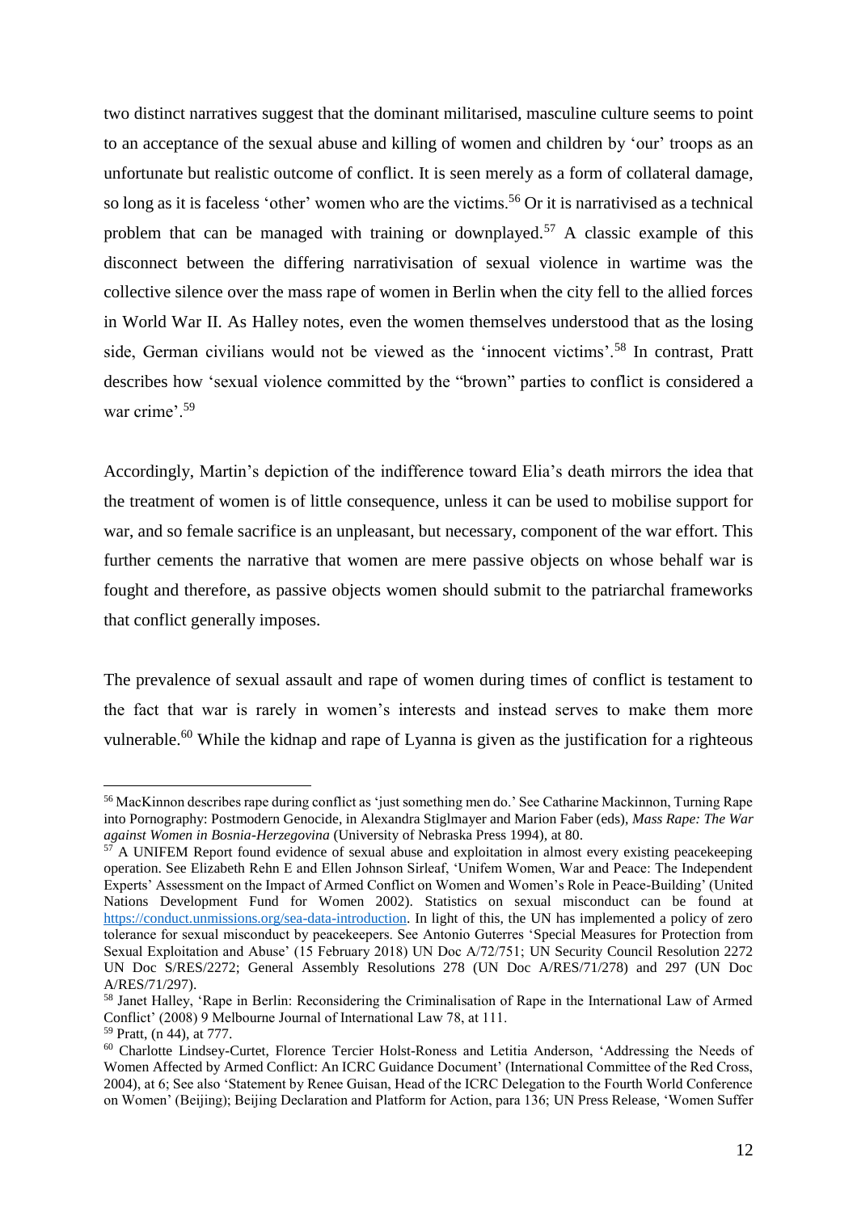two distinct narratives suggest that the dominant militarised, masculine culture seems to point to an acceptance of the sexual abuse and killing of women and children by 'our' troops as an unfortunate but realistic outcome of conflict. It is seen merely as a form of collateral damage, so long as it is faceless 'other' women who are the victims.[56] Or it is narrativised as a technical problem that can be managed with training or downplayed.[57] A classic example of this disconnect between the differing narrativisation of sexual violence in wartime was the collective silence over the mass rape of women in Berlin when the city fell to the allied forces in World War II. As Halley notes, even the women themselves understood that as the losing side, German civilians would not be viewed as the 'innocent victims'.[58] In contrast, Pratt describes how 'sexual violence committed by the "brown" parties to conflict is considered a war crime'.[59]

Accordingly, Martin's depiction of the indifference toward Elia's death mirrors the idea that the treatment of women is of little consequence, unless it can be used to mobilise support for war, and so female sacrifice is an unpleasant, but necessary, component of the war effort. This further cements the narrative that women are mere passive objects on whose behalf war is fought and therefore, as passive objects women should submit to the patriarchal frameworks that conflict generally imposes.

The prevalence of sexual assault and rape of women during times of conflict is testament to the fact that war is rarely in women's interests and instead serves to make them more vulnerable.[60] While the kidnap and rape of Lyanna is given as the justification for a righteous

---

[56] MacKinnon describes rape during conflict as 'just something men do.' See Catharine Mackinnon, Turning Rape into Pornography: Postmodern Genocide, in Alexandra Stiglmayer and Marion Faber (eds), *Mass Rape: The War against Women in Bosnia-Herzegovina* (University of Nebraska Press 1994), at 80.

[57] A UNIFEM Report found evidence of sexual abuse and exploitation in almost every existing peacekeeping operation. See Elizabeth Rehn E and Ellen Johnson Sirleaf, 'Unifem Women, War and Peace: The Independent Experts' Assessment on the Impact of Armed Conflict on Women and Women's Role in Peace-Building' (United Nations Development Fund for Women 2002). Statistics on sexual misconduct can be found at https://conduct.unmissions.org/sea-data-introduction. In light of this, the UN has implemented a policy of zero tolerance for sexual misconduct by peacekeepers. See Antonio Guterres 'Special Measures for Protection from Sexual Exploitation and Abuse' (15 February 2018) UN Doc A/72/751; UN Security Council Resolution 2272 UN Doc S/RES/2272; General Assembly Resolutions 278 (UN Doc A/RES/71/278) and 297 (UN Doc A/RES/71/297).

[58] Janet Halley, 'Rape in Berlin: Reconsidering the Criminalisation of Rape in the International Law of Armed Conflict' (2008) 9 Melbourne Journal of International Law 78, at 111.

[59] Pratt, (n 44), at 777.

[60] Charlotte Lindsey-Curtet, Florence Tercier Holst-Roness and Letitia Anderson, 'Addressing the Needs of Women Affected by Armed Conflict: An ICRC Guidance Document' (International Committee of the Red Cross, 2004), at 6; See also 'Statement by Renee Guisan, Head of the ICRC Delegation to the Fourth World Conference on Women' (Beijing); Beijing Declaration and Platform for Action, para 136; UN Press Release, 'Women Suffer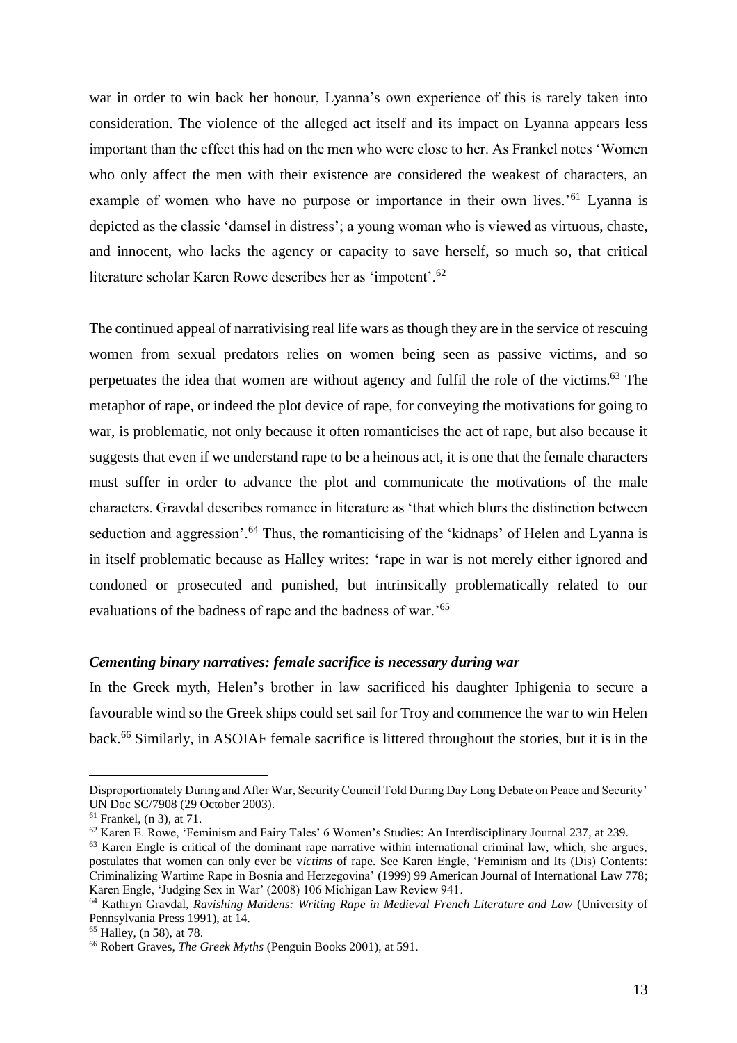war in order to win back her honour, Lyanna's own experience of this is rarely taken into consideration. The violence of the alleged act itself and its impact on Lyanna appears less important than the effect this had on the men who were close to her. As Frankel notes 'Women who only affect the men with their existence are considered the weakest of characters, an example of women who have no purpose or importance in their own lives.'[61] Lyanna is depicted as the classic 'damsel in distress'; a young woman who is viewed as virtuous, chaste, and innocent, who lacks the agency or capacity to save herself, so much so, that critical literature scholar Karen Rowe describes her as 'impotent'.[62]

The continued appeal of narrativising real life wars as though they are in the service of rescuing women from sexual predators relies on women being seen as passive victims, and so perpetuates the idea that women are without agency and fulfil the role of the victims.[63] The metaphor of rape, or indeed the plot device of rape, for conveying the motivations for going to war, is problematic, not only because it often romanticises the act of rape, but also because it suggests that even if we understand rape to be a heinous act, it is one that the female characters must suffer in order to advance the plot and communicate the motivations of the male characters. Gravdal describes romance in literature as 'that which blurs the distinction between seduction and aggression'.[64] Thus, the romanticising of the 'kidnaps' of Helen and Lyanna is in itself problematic because as Halley writes: 'rape in war is not merely either ignored and condoned or prosecuted and punished, but intrinsically problematically related to our evaluations of the badness of rape and the badness of war.'[65]

### *Cementing binary narratives: female sacrifice is necessary during war*

In the Greek myth, Helen's brother in law sacrificed his daughter Iphigenia to secure a favourable wind so the Greek ships could set sail for Troy and commence the war to win Helen back.[66] Similarly, in ASOIAF female sacrifice is littered throughout the stories, but it is in the

---

Disproportionately During and After War, Security Council Told During Day Long Debate on Peace and Security' UN Doc SC/7908 (29 October 2003).

[61] Frankel, (n 3), at 71.

[62] Karen E. Rowe, 'Feminism and Fairy Tales' 6 Women's Studies: An Interdisciplinary Journal 237, at 239.

[63] Karen Engle is critical of the dominant rape narrative within international criminal law, which, she argues, postulates that women can only ever be v*ictims* of rape. See Karen Engle, 'Feminism and Its (Dis) Contents: Criminalizing Wartime Rape in Bosnia and Herzegovina' (1999) 99 American Journal of International Law 778; Karen Engle, 'Judging Sex in War' (2008) 106 Michigan Law Review 941.

[64] Kathryn Gravdal, *Ravishing Maidens: Writing Rape in Medieval French Literature and Law* (University of Pennsylvania Press 1991), at 14.

[65] Halley, (n 58), at 78.

[66] Robert Graves, *The Greek Myths* (Penguin Books 2001), at 591.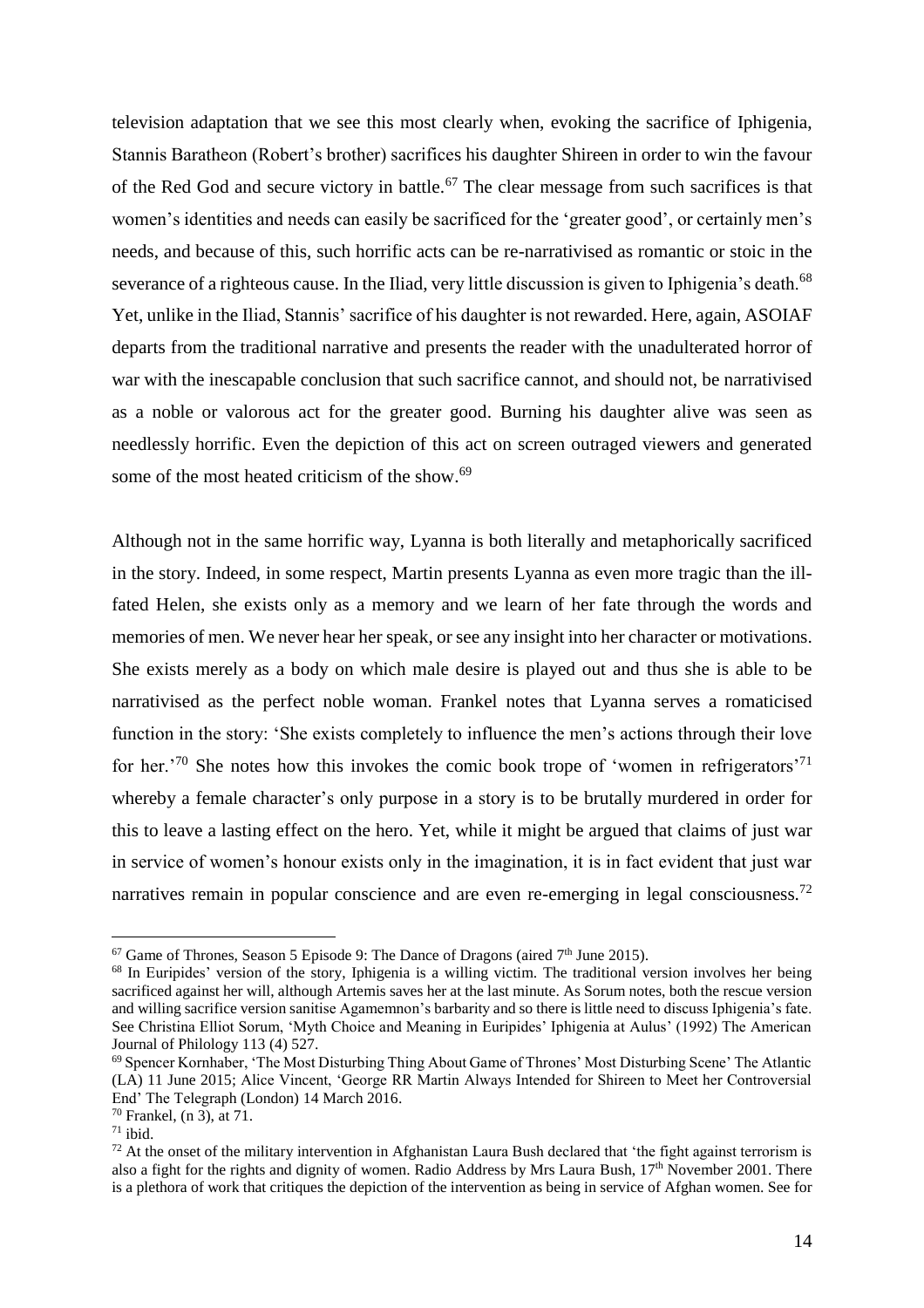television adaptation that we see this most clearly when, evoking the sacrifice of Iphigenia, Stannis Baratheon (Robert's brother) sacrifices his daughter Shireen in order to win the favour of the Red God and secure victory in battle.[67] The clear message from such sacrifices is that women's identities and needs can easily be sacrificed for the 'greater good', or certainly men's needs, and because of this, such horrific acts can be re-narrativised as romantic or stoic in the severance of a righteous cause. In the Iliad, very little discussion is given to Iphigenia's death.[68] Yet, unlike in the Iliad, Stannis' sacrifice of his daughter is not rewarded. Here, again, ASOIAF departs from the traditional narrative and presents the reader with the unadulterated horror of war with the inescapable conclusion that such sacrifice cannot, and should not, be narrativised as a noble or valorous act for the greater good. Burning his daughter alive was seen as needlessly horrific. Even the depiction of this act on screen outraged viewers and generated some of the most heated criticism of the show.[69]

Although not in the same horrific way, Lyanna is both literally and metaphorically sacrificed in the story. Indeed, in some respect, Martin presents Lyanna as even more tragic than the ill-fated Helen, she exists only as a memory and we learn of her fate through the words and memories of men. We never hear her speak, or see any insight into her character or motivations. She exists merely as a body on which male desire is played out and thus she is able to be narrativised as the perfect noble woman. Frankel notes that Lyanna serves a romaticised function in the story: 'She exists completely to influence the men's actions through their love for her.'[70] She notes how this invokes the comic book trope of 'women in refrigerators'[71] whereby a female character's only purpose in a story is to be brutally murdered in order for this to leave a lasting effect on the hero. Yet, while it might be argued that claims of just war in service of women's honour exists only in the imagination, it is in fact evident that just war narratives remain in popular conscience and are even re-emerging in legal consciousness.[72]

---

[67] Game of Thrones, Season 5 Episode 9: The Dance of Dragons (aired 7th June 2015).

[68] In Euripides' version of the story, Iphigenia is a willing victim. The traditional version involves her being sacrificed against her will, although Artemis saves her at the last minute. As Sorum notes, both the rescue version and willing sacrifice version sanitise Agamemnon's barbarity and so there is little need to discuss Iphigenia's fate. See Christina Elliot Sorum, 'Myth Choice and Meaning in Euripides' Iphigenia at Aulus' (1992) The American Journal of Philology 113 (4) 527.

[69] Spencer Kornhaber, 'The Most Disturbing Thing About Game of Thrones' Most Disturbing Scene' The Atlantic (LA) 11 June 2015; Alice Vincent, 'George RR Martin Always Intended for Shireen to Meet her Controversial End' The Telegraph (London) 14 March 2016.

[70] Frankel, (n 3), at 71.

[71] ibid.

[72] At the onset of the military intervention in Afghanistan Laura Bush declared that 'the fight against terrorism is also a fight for the rights and dignity of women. Radio Address by Mrs Laura Bush, 17th November 2001. There is a plethora of work that critiques the depiction of the intervention as being in service of Afghan women. See for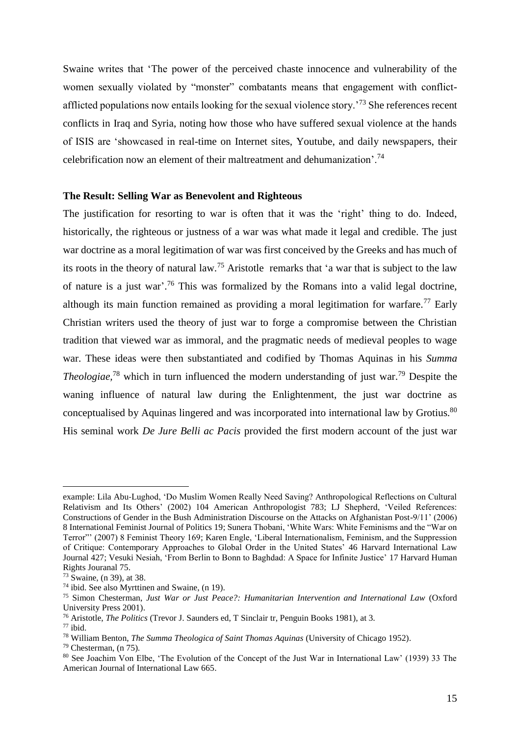Swaine writes that 'The power of the perceived chaste innocence and vulnerability of the women sexually violated by "monster" combatants means that engagement with conflict-afflicted populations now entails looking for the sexual violence story.'[73] She references recent conflicts in Iraq and Syria, noting how those who have suffered sexual violence at the hands of ISIS are 'showcased in real-time on Internet sites, Youtube, and daily newspapers, their celebrification now an element of their maltreatment and dehumanization'.[74]

**The Result: Selling War as Benevolent and Righteous**

The justification for resorting to war is often that it was the 'right' thing to do. Indeed, historically, the righteous or justness of a war was what made it legal and credible. The just war doctrine as a moral legitimation of war was first conceived by the Greeks and has much of its roots in the theory of natural law.[75] Aristotle remarks that 'a war that is subject to the law of nature is a just war'.[76] This was formalized by the Romans into a valid legal doctrine, although its main function remained as providing a moral legitimation for warfare.[77] Early Christian writers used the theory of just war to forge a compromise between the Christian tradition that viewed war as immoral, and the pragmatic needs of medieval peoples to wage war. These ideas were then substantiated and codified by Thomas Aquinas in his *Summa Theologiae*,[78] which in turn influenced the modern understanding of just war.[79] Despite the waning influence of natural law during the Enlightenment, the just war doctrine as conceptualised by Aquinas lingered and was incorporated into international law by Grotius.[80] His seminal work *De Jure Belli ac Pacis* provided the first modern account of the just war

---

example: Lila Abu-Lughod, 'Do Muslim Women Really Need Saving? Anthropological Reflections on Cultural Relativism and Its Others' (2002) 104 American Anthropologist 783; LJ Shepherd, 'Veiled References: Constructions of Gender in the Bush Administration Discourse on the Attacks on Afghanistan Post-9/11' (2006) 8 International Feminist Journal of Politics 19; Sunera Thobani, 'White Wars: White Feminisms and the "War on Terror"' (2007) 8 Feminist Theory 169; Karen Engle, 'Liberal Internationalism, Feminism, and the Suppression of Critique: Contemporary Approaches to Global Order in the United States' 46 Harvard International Law Journal 427; Vesuki Nesiah, 'From Berlin to Bonn to Baghdad: A Space for Infinite Justice' 17 Harvard Human Rights Jouranal 75.

[73] Swaine, (n 39), at 38.

[74] ibid. See also Myrttinen and Swaine, (n 19).

[75] Simon Chesterman, *Just War or Just Peace?: Humanitarian Intervention and International Law* (Oxford University Press 2001).

[76] Aristotle, *The Politics* (Trevor J. Saunders ed, T Sinclair tr, Penguin Books 1981), at 3.

[77] ibid.

[78] William Benton, *The Summa Theologica of Saint Thomas Aquinas* (University of Chicago 1952).

[79] Chesterman, (n 75).

[80] See Joachim Von Elbe, 'The Evolution of the Concept of the Just War in International Law' (1939) 33 The American Journal of International Law 665.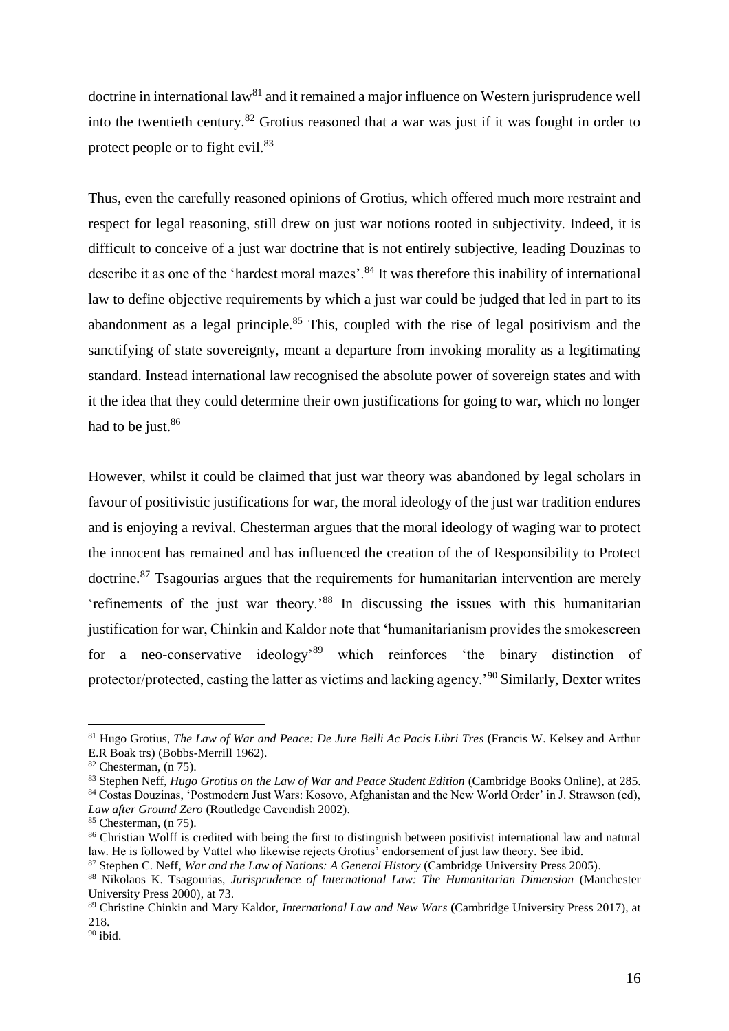doctrine in international law[81] and it remained a major influence on Western jurisprudence well into the twentieth century.[82] Grotius reasoned that a war was just if it was fought in order to protect people or to fight evil.[83]

Thus, even the carefully reasoned opinions of Grotius, which offered much more restraint and respect for legal reasoning, still drew on just war notions rooted in subjectivity. Indeed, it is difficult to conceive of a just war doctrine that is not entirely subjective, leading Douzinas to describe it as one of the 'hardest moral mazes'.[84] It was therefore this inability of international law to define objective requirements by which a just war could be judged that led in part to its abandonment as a legal principle.[85] This, coupled with the rise of legal positivism and the sanctifying of state sovereignty, meant a departure from invoking morality as a legitimating standard. Instead international law recognised the absolute power of sovereign states and with it the idea that they could determine their own justifications for going to war, which no longer had to be just.[86]

However, whilst it could be claimed that just war theory was abandoned by legal scholars in favour of positivistic justifications for war, the moral ideology of the just war tradition endures and is enjoying a revival. Chesterman argues that the moral ideology of waging war to protect the innocent has remained and has influenced the creation of the of Responsibility to Protect doctrine.[87] Tsagourias argues that the requirements for humanitarian intervention are merely 'refinements of the just war theory.'[88] In discussing the issues with this humanitarian justification for war, Chinkin and Kaldor note that 'humanitarianism provides the smokescreen for a neo-conservative ideology'[89] which reinforces 'the binary distinction of protector/protected, casting the latter as victims and lacking agency.'[90] Similarly, Dexter writes

---

[81] Hugo Grotius, *The Law of War and Peace: De Jure Belli Ac Pacis Libri Tres* (Francis W. Kelsey and Arthur E.R Boak trs) (Bobbs-Merrill 1962).

[82] Chesterman, (n 75).

[83] Stephen Neff, *Hugo Grotius on the Law of War and Peace Student Edition* (Cambridge Books Online), at 285.

[84] Costas Douzinas, 'Postmodern Just Wars: Kosovo, Afghanistan and the New World Order' in J. Strawson (ed), *Law after Ground Zero* (Routledge Cavendish 2002).

[85] Chesterman, (n 75).

[86] Christian Wolff is credited with being the first to distinguish between positivist international law and natural law. He is followed by Vattel who likewise rejects Grotius' endorsement of just law theory. See ibid.

[87] Stephen C. Neff, *War and the Law of Nations: A General History* (Cambridge University Press 2005).

[88] Nikolaos K. Tsagourias, *Jurisprudence of International Law: The Humanitarian Dimension* (Manchester University Press 2000), at 73.

[89] Christine Chinkin and Mary Kaldor, *International Law and New Wars* (Cambridge University Press 2017), at 218.

[90] ibid.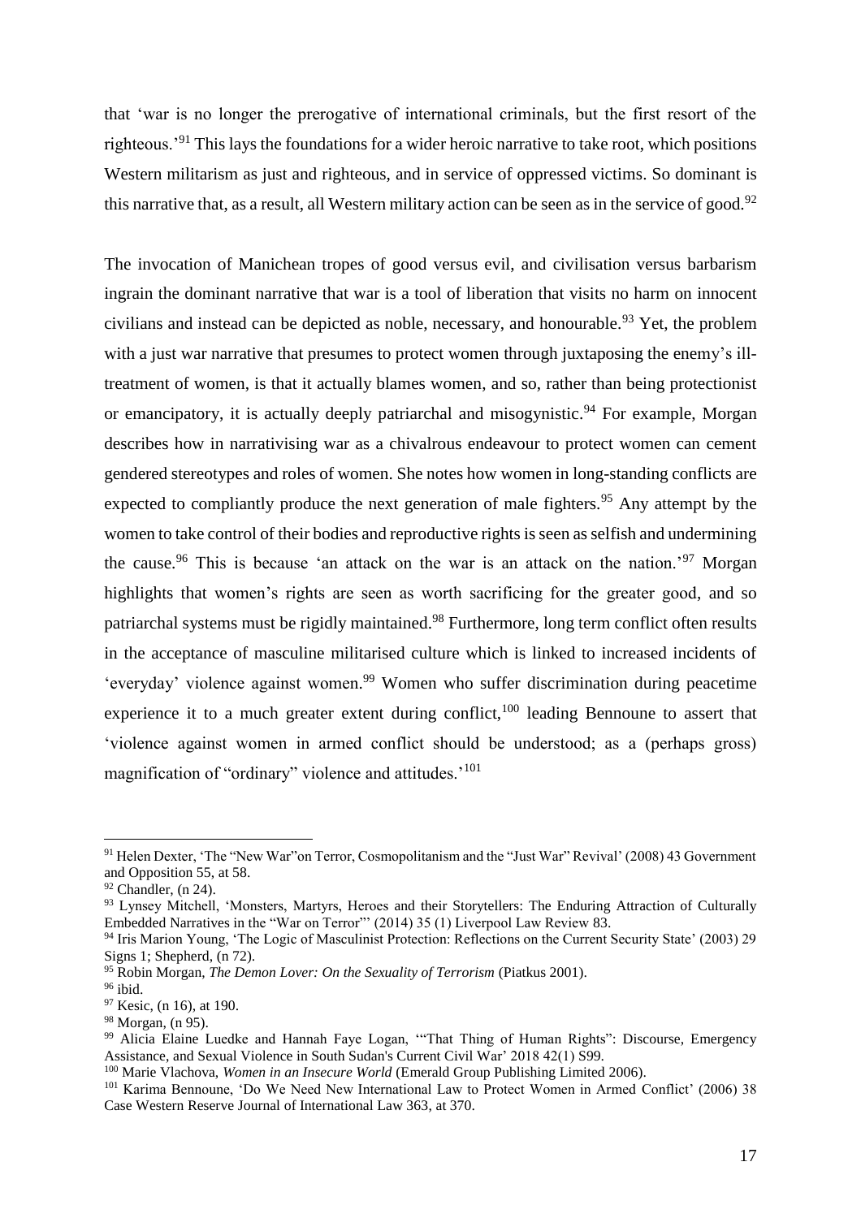that 'war is no longer the prerogative of international criminals, but the first resort of the righteous.'[91] This lays the foundations for a wider heroic narrative to take root, which positions Western militarism as just and righteous, and in service of oppressed victims. So dominant is this narrative that, as a result, all Western military action can be seen as in the service of good.[92]

The invocation of Manichean tropes of good versus evil, and civilisation versus barbarism ingrain the dominant narrative that war is a tool of liberation that visits no harm on innocent civilians and instead can be depicted as noble, necessary, and honourable.[93] Yet, the problem with a just war narrative that presumes to protect women through juxtaposing the enemy's ill-treatment of women, is that it actually blames women, and so, rather than being protectionist or emancipatory, it is actually deeply patriarchal and misogynistic.[94] For example, Morgan describes how in narrativising war as a chivalrous endeavour to protect women can cement gendered stereotypes and roles of women. She notes how women in long-standing conflicts are expected to compliantly produce the next generation of male fighters.[95] Any attempt by the women to take control of their bodies and reproductive rights is seen as selfish and undermining the cause.[96] This is because 'an attack on the war is an attack on the nation.'[97] Morgan highlights that women's rights are seen as worth sacrificing for the greater good, and so patriarchal systems must be rigidly maintained.[98] Furthermore, long term conflict often results in the acceptance of masculine militarised culture which is linked to increased incidents of 'everyday' violence against women.[99] Women who suffer discrimination during peacetime experience it to a much greater extent during conflict,[100] leading Bennoune to assert that 'violence against women in armed conflict should be understood; as a (perhaps gross) magnification of "ordinary" violence and attitudes.'[101]

---

[91] Helen Dexter, 'The "New War"on Terror, Cosmopolitanism and the "Just War" Revival' (2008) 43 Government and Opposition 55, at 58.

[92] Chandler, (n 24).

[93] Lynsey Mitchell, 'Monsters, Martyrs, Heroes and their Storytellers: The Enduring Attraction of Culturally Embedded Narratives in the "War on Terror"' (2014) 35 (1) Liverpool Law Review 83.

[94] Iris Marion Young, 'The Logic of Masculinist Protection: Reflections on the Current Security State' (2003) 29 Signs 1; Shepherd, (n 72).

[95] Robin Morgan, *The Demon Lover: On the Sexuality of Terrorism* (Piatkus 2001).

[96] ibid.

[97] Kesic, (n 16), at 190.

[98] Morgan, (n 95).

[99] Alicia Elaine Luedke and Hannah Faye Logan, '"That Thing of Human Rights": Discourse, Emergency Assistance, and Sexual Violence in South Sudan's Current Civil War' 2018 42(1) S99.

[100] Marie Vlachova, *Women in an Insecure World* (Emerald Group Publishing Limited 2006).

[101] Karima Bennoune, 'Do We Need New International Law to Protect Women in Armed Conflict' (2006) 38 Case Western Reserve Journal of International Law 363, at 370.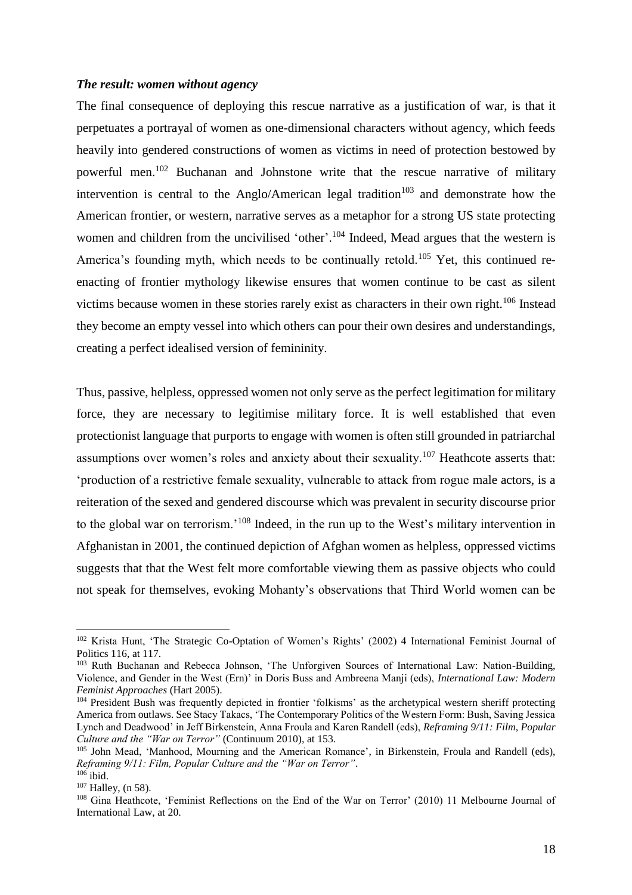### *The result: women without agency*

The final consequence of deploying this rescue narrative as a justification of war, is that it perpetuates a portrayal of women as one-dimensional characters without agency, which feeds heavily into gendered constructions of women as victims in need of protection bestowed by powerful men.[102] Buchanan and Johnstone write that the rescue narrative of military intervention is central to the Anglo/American legal tradition[103] and demonstrate how the American frontier, or western, narrative serves as a metaphor for a strong US state protecting women and children from the uncivilised 'other'.[104] Indeed, Mead argues that the western is America's founding myth, which needs to be continually retold.[105] Yet, this continued re-enacting of frontier mythology likewise ensures that women continue to be cast as silent victims because women in these stories rarely exist as characters in their own right.[106] Instead they become an empty vessel into which others can pour their own desires and understandings, creating a perfect idealised version of femininity.

Thus, passive, helpless, oppressed women not only serve as the perfect legitimation for military force, they are necessary to legitimise military force. It is well established that even protectionist language that purports to engage with women is often still grounded in patriarchal assumptions over women's roles and anxiety about their sexuality.[107] Heathcote asserts that: 'production of a restrictive female sexuality, vulnerable to attack from rogue male actors, is a reiteration of the sexed and gendered discourse which was prevalent in security discourse prior to the global war on terrorism.'[108] Indeed, in the run up to the West's military intervention in Afghanistan in 2001, the continued depiction of Afghan women as helpless, oppressed victims suggests that that the West felt more comfortable viewing them as passive objects who could not speak for themselves, evoking Mohanty's observations that Third World women can be

---

[102] Krista Hunt, 'The Strategic Co-Optation of Women's Rights' (2002) 4 International Feminist Journal of Politics 116, at 117.

[103] Ruth Buchanan and Rebecca Johnson, 'The Unforgiven Sources of International Law: Nation-Building, Violence, and Gender in the West (Ern)' in Doris Buss and Ambreena Manji (eds), *International Law: Modern Feminist Approaches* (Hart 2005).

[104] President Bush was frequently depicted in frontier 'folkisms' as the archetypical western sheriff protecting America from outlaws. See Stacy Takacs, 'The Contemporary Politics of the Western Form: Bush, Saving Jessica Lynch and Deadwood' in Jeff Birkenstein, Anna Froula and Karen Randell (eds), *Reframing 9/11: Film, Popular Culture and the "War on Terror"* (Continuum 2010), at 153.

[105] John Mead, 'Manhood, Mourning and the American Romance', in Birkenstein, Froula and Randell (eds), *Reframing 9/11: Film, Popular Culture and the "War on Terror"*.

[106] ibid.

[107] Halley, (n 58).

[108] Gina Heathcote, 'Feminist Reflections on the End of the War on Terror' (2010) 11 Melbourne Journal of International Law, at 20.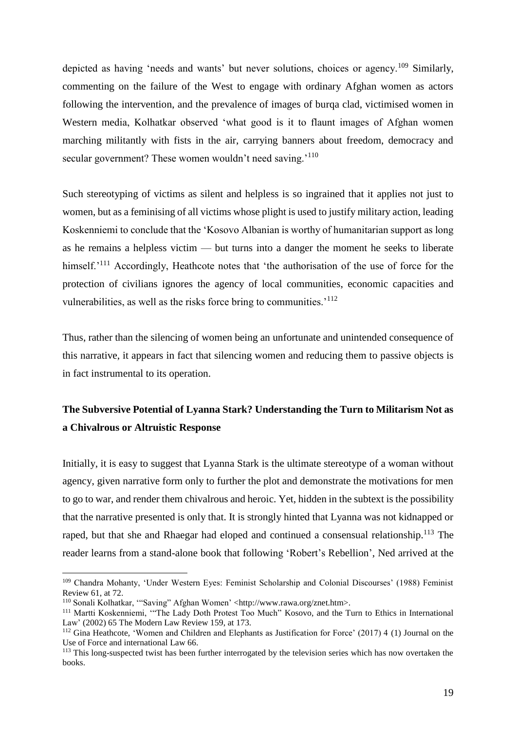depicted as having 'needs and wants' but never solutions, choices or agency.[109] Similarly, commenting on the failure of the West to engage with ordinary Afghan women as actors following the intervention, and the prevalence of images of burqa clad, victimised women in Western media, Kolhatkar observed 'what good is it to flaunt images of Afghan women marching militantly with fists in the air, carrying banners about freedom, democracy and secular government? These women wouldn't need saving.'[110]

Such stereotyping of victims as silent and helpless is so ingrained that it applies not just to women, but as a feminising of all victims whose plight is used to justify military action, leading Koskenniemi to conclude that the 'Kosovo Albanian is worthy of humanitarian support as long as he remains a helpless victim — but turns into a danger the moment he seeks to liberate himself.'[111] Accordingly, Heathcote notes that 'the authorisation of the use of force for the protection of civilians ignores the agency of local communities, economic capacities and vulnerabilities, as well as the risks force bring to communities.'[112]

Thus, rather than the silencing of women being an unfortunate and unintended consequence of this narrative, it appears in fact that silencing women and reducing them to passive objects is in fact instrumental to its operation.

## The Subversive Potential of Lyanna Stark? Understanding the Turn to Militarism Not as a Chivalrous or Altruistic Response

Initially, it is easy to suggest that Lyanna Stark is the ultimate stereotype of a woman without agency, given narrative form only to further the plot and demonstrate the motivations for men to go to war, and render them chivalrous and heroic. Yet, hidden in the subtext is the possibility that the narrative presented is only that. It is strongly hinted that Lyanna was not kidnapped or raped, but that she and Rhaegar had eloped and continued a consensual relationship.[113] The reader learns from a stand-alone book that following 'Robert's Rebellion', Ned arrived at the

---

[109] Chandra Mohanty, 'Under Western Eyes: Feminist Scholarship and Colonial Discourses' (1988) Feminist Review 61, at 72.

[110] Sonali Kolhatkar, '"Saving" Afghan Women' <http://www.rawa.org/znet.htm>.

[111] Martti Koskenniemi, '"The Lady Doth Protest Too Much" Kosovo, and the Turn to Ethics in International Law' (2002) 65 The Modern Law Review 159, at 173.

[112] Gina Heathcote, 'Women and Children and Elephants as Justification for Force' (2017) 4 (1) Journal on the Use of Force and international Law 66.

[113] This long-suspected twist has been further interrogated by the television series which has now overtaken the books.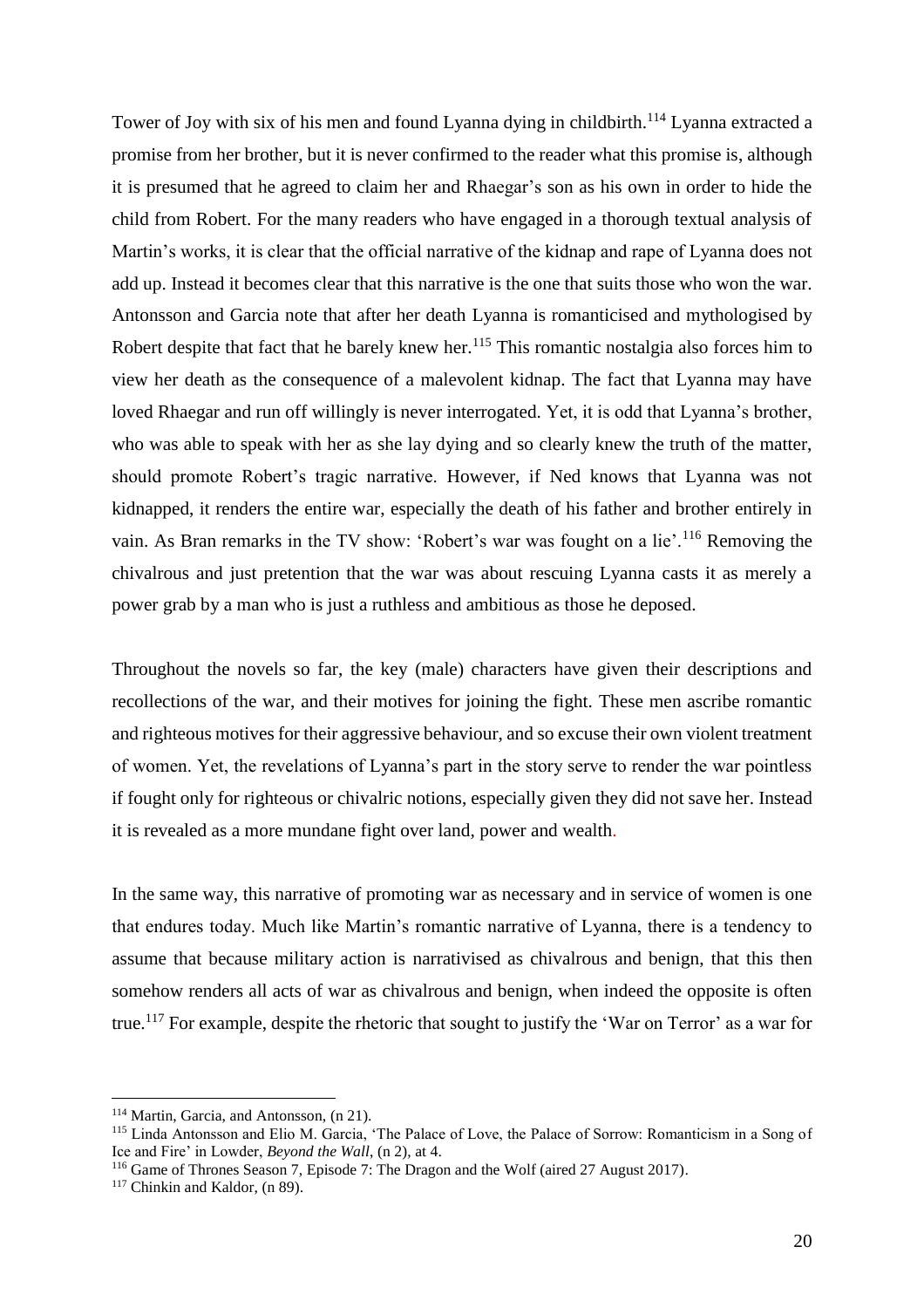Tower of Joy with six of his men and found Lyanna dying in childbirth.[114] Lyanna extracted a promise from her brother, but it is never confirmed to the reader what this promise is, although it is presumed that he agreed to claim her and Rhaegar's son as his own in order to hide the child from Robert. For the many readers who have engaged in a thorough textual analysis of Martin's works, it is clear that the official narrative of the kidnap and rape of Lyanna does not add up. Instead it becomes clear that this narrative is the one that suits those who won the war. Antonsson and Garcia note that after her death Lyanna is romanticised and mythologised by Robert despite that fact that he barely knew her.[115] This romantic nostalgia also forces him to view her death as the consequence of a malevolent kidnap. The fact that Lyanna may have loved Rhaegar and run off willingly is never interrogated. Yet, it is odd that Lyanna's brother, who was able to speak with her as she lay dying and so clearly knew the truth of the matter, should promote Robert's tragic narrative. However, if Ned knows that Lyanna was not kidnapped, it renders the entire war, especially the death of his father and brother entirely in vain. As Bran remarks in the TV show: 'Robert's war was fought on a lie'.[116] Removing the chivalrous and just pretention that the war was about rescuing Lyanna casts it as merely a power grab by a man who is just a ruthless and ambitious as those he deposed.

Throughout the novels so far, the key (male) characters have given their descriptions and recollections of the war, and their motives for joining the fight. These men ascribe romantic and righteous motives for their aggressive behaviour, and so excuse their own violent treatment of women. Yet, the revelations of Lyanna's part in the story serve to render the war pointless if fought only for righteous or chivalric notions, especially given they did not save her. Instead it is revealed as a more mundane fight over land, power and wealth.

In the same way, this narrative of promoting war as necessary and in service of women is one that endures today. Much like Martin's romantic narrative of Lyanna, there is a tendency to assume that because military action is narrativised as chivalrous and benign, that this then somehow renders all acts of war as chivalrous and benign, when indeed the opposite is often true.[117] For example, despite the rhetoric that sought to justify the 'War on Terror' as a war for

---

[114] Martin, Garcia, and Antonsson, (n 21).

[115] Linda Antonsson and Elio M. Garcia, 'The Palace of Love, the Palace of Sorrow: Romanticism in a Song of Ice and Fire' in Lowder, *Beyond the Wall*, (n 2), at 4.

[116] Game of Thrones Season 7, Episode 7: The Dragon and the Wolf (aired 27 August 2017).

[117] Chinkin and Kaldor, (n 89).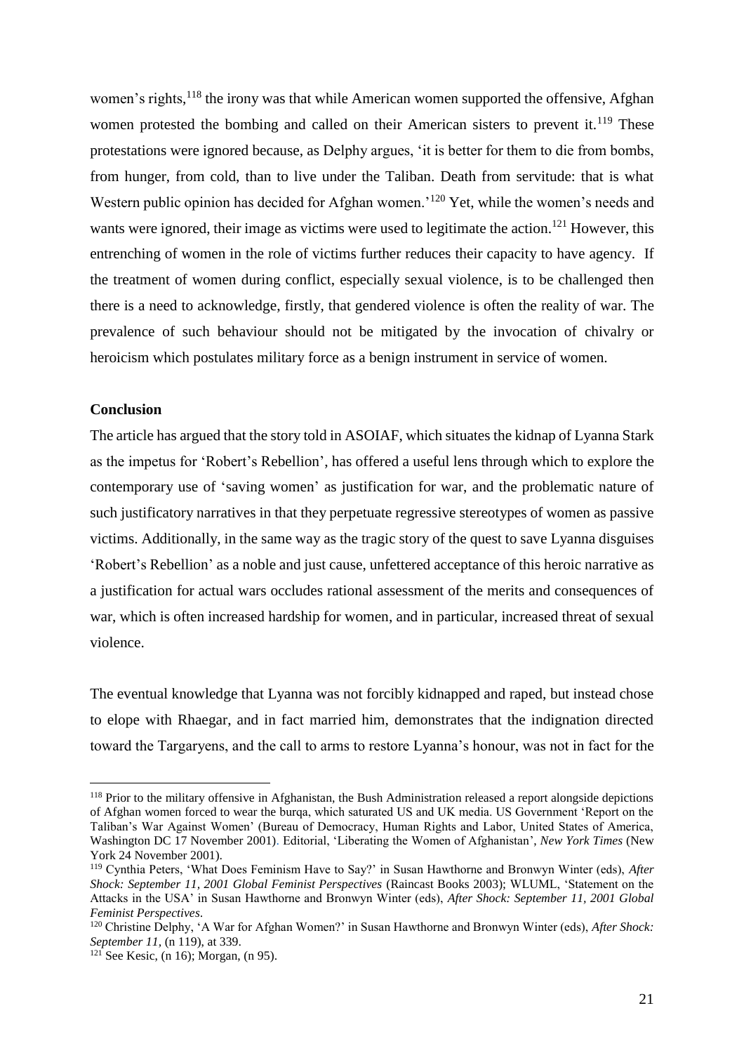women's rights,[118] the irony was that while American women supported the offensive, Afghan women protested the bombing and called on their American sisters to prevent it.[119] These protestations were ignored because, as Delphy argues, 'it is better for them to die from bombs, from hunger, from cold, than to live under the Taliban. Death from servitude: that is what Western public opinion has decided for Afghan women.'[120] Yet, while the women's needs and wants were ignored, their image as victims were used to legitimate the action.[121] However, this entrenching of women in the role of victims further reduces their capacity to have agency. If the treatment of women during conflict, especially sexual violence, is to be challenged then there is a need to acknowledge, firstly, that gendered violence is often the reality of war. The prevalence of such behaviour should not be mitigated by the invocation of chivalry or heroicism which postulates military force as a benign instrument in service of women.

**Conclusion**

The article has argued that the story told in ASOIAF, which situates the kidnap of Lyanna Stark as the impetus for 'Robert's Rebellion', has offered a useful lens through which to explore the contemporary use of 'saving women' as justification for war, and the problematic nature of such justificatory narratives in that they perpetuate regressive stereotypes of women as passive victims. Additionally, in the same way as the tragic story of the quest to save Lyanna disguises 'Robert's Rebellion' as a noble and just cause, unfettered acceptance of this heroic narrative as a justification for actual wars occludes rational assessment of the merits and consequences of war, which is often increased hardship for women, and in particular, increased threat of sexual violence.

The eventual knowledge that Lyanna was not forcibly kidnapped and raped, but instead chose to elope with Rhaegar, and in fact married him, demonstrates that the indignation directed toward the Targaryens, and the call to arms to restore Lyanna's honour, was not in fact for the

---

[118] Prior to the military offensive in Afghanistan, the Bush Administration released a report alongside depictions of Afghan women forced to wear the burqa, which saturated US and UK media. US Government 'Report on the Taliban's War Against Women' (Bureau of Democracy, Human Rights and Labor, United States of America, Washington DC 17 November 2001). Editorial, 'Liberating the Women of Afghanistan', *New York Times* (New York 24 November 2001).

[119] Cynthia Peters, 'What Does Feminism Have to Say?' in Susan Hawthorne and Bronwyn Winter (eds), *After Shock: September 11, 2001 Global Feminist Perspectives* (Raincast Books 2003); WLUML, 'Statement on the Attacks in the USA' in Susan Hawthorne and Bronwyn Winter (eds), *After Shock: September 11, 2001 Global Feminist Perspectives*.

[120] Christine Delphy, 'A War for Afghan Women?' in Susan Hawthorne and Bronwyn Winter (eds), *After Shock: September 11,* (n 119), at 339.

[121] See Kesic, (n 16); Morgan, (n 95).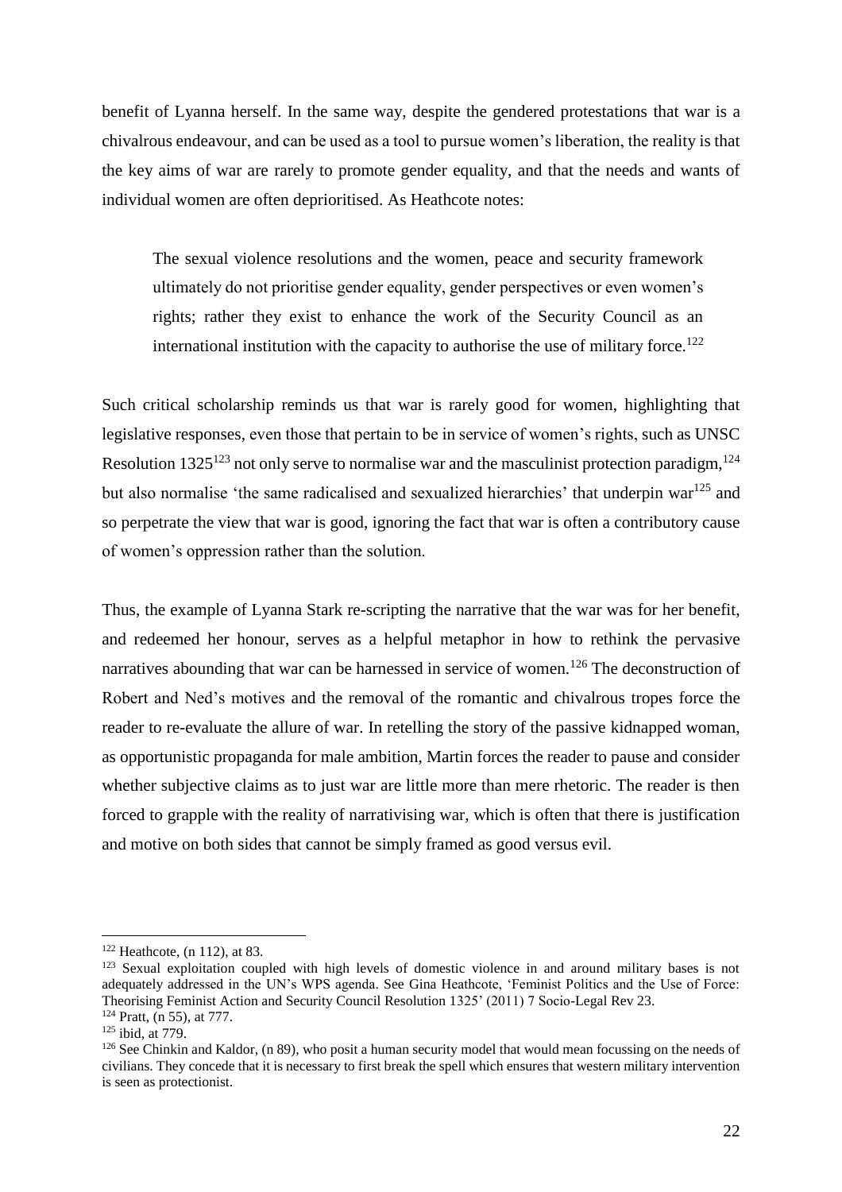benefit of Lyanna herself. In the same way, despite the gendered protestations that war is a chivalrous endeavour, and can be used as a tool to pursue women's liberation, the reality is that the key aims of war are rarely to promote gender equality, and that the needs and wants of individual women are often deprioritised. As Heathcote notes:

> The sexual violence resolutions and the women, peace and security framework ultimately do not prioritise gender equality, gender perspectives or even women's rights; rather they exist to enhance the work of the Security Council as an international institution with the capacity to authorise the use of military force.[122]

Such critical scholarship reminds us that war is rarely good for women, highlighting that legislative responses, even those that pertain to be in service of women's rights, such as UNSC Resolution 1325[123] not only serve to normalise war and the masculinist protection paradigm,[124] but also normalise 'the same radicalised and sexualized hierarchies' that underpin war[125] and so perpetrate the view that war is good, ignoring the fact that war is often a contributory cause of women's oppression rather than the solution.

Thus, the example of Lyanna Stark re-scripting the narrative that the war was for her benefit, and redeemed her honour, serves as a helpful metaphor in how to rethink the pervasive narratives abounding that war can be harnessed in service of women.[126] The deconstruction of Robert and Ned's motives and the removal of the romantic and chivalrous tropes force the reader to re-evaluate the allure of war. In retelling the story of the passive kidnapped woman, as opportunistic propaganda for male ambition, Martin forces the reader to pause and consider whether subjective claims as to just war are little more than mere rhetoric. The reader is then forced to grapple with the reality of narrativising war, which is often that there is justification and motive on both sides that cannot be simply framed as good versus evil.

---

[122] Heathcote, (n 112), at 83.

[123] Sexual exploitation coupled with high levels of domestic violence in and around military bases is not adequately addressed in the UN's WPS agenda. See Gina Heathcote, 'Feminist Politics and the Use of Force: Theorising Feminist Action and Security Council Resolution 1325' (2011) 7 Socio-Legal Rev 23.

[124] Pratt, (n 55), at 777.

[125] ibid, at 779.

[126] See Chinkin and Kaldor, (n 89), who posit a human security model that would mean focussing on the needs of civilians. They concede that it is necessary to first break the spell which ensures that western military intervention is seen as protectionist.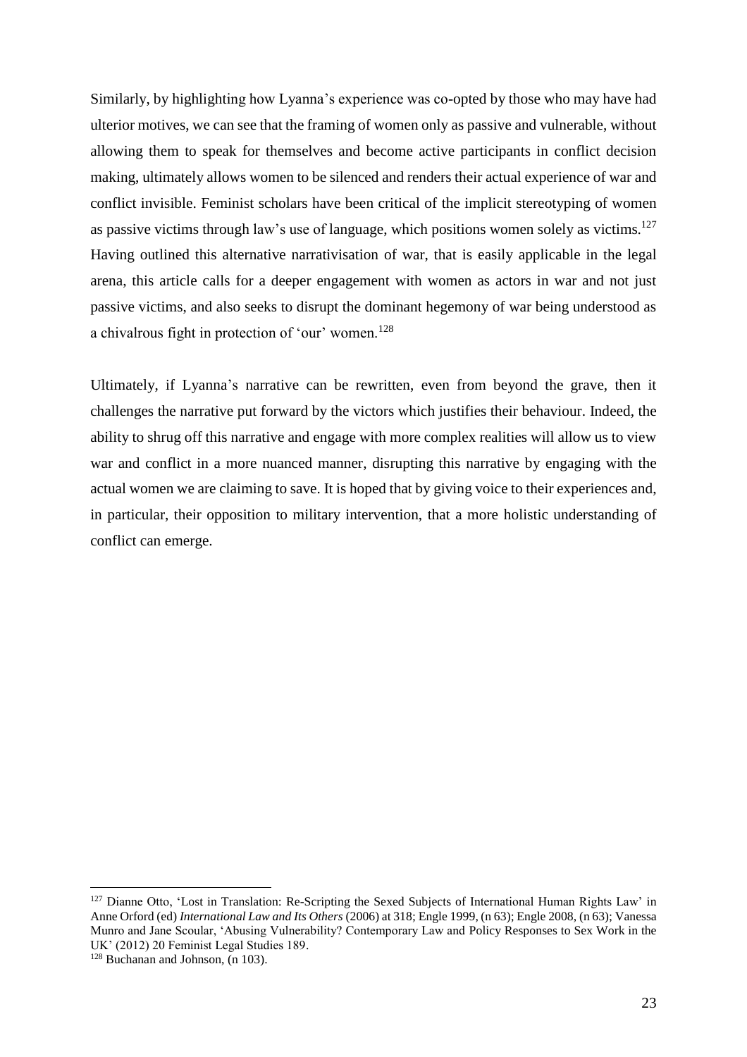Similarly, by highlighting how Lyanna's experience was co-opted by those who may have had ulterior motives, we can see that the framing of women only as passive and vulnerable, without allowing them to speak for themselves and become active participants in conflict decision making, ultimately allows women to be silenced and renders their actual experience of war and conflict invisible. Feminist scholars have been critical of the implicit stereotyping of women as passive victims through law's use of language, which positions women solely as victims.[127] Having outlined this alternative narrativisation of war, that is easily applicable in the legal arena, this article calls for a deeper engagement with women as actors in war and not just passive victims, and also seeks to disrupt the dominant hegemony of war being understood as a chivalrous fight in protection of 'our' women.[128]

Ultimately, if Lyanna's narrative can be rewritten, even from beyond the grave, then it challenges the narrative put forward by the victors which justifies their behaviour. Indeed, the ability to shrug off this narrative and engage with more complex realities will allow us to view war and conflict in a more nuanced manner, disrupting this narrative by engaging with the actual women we are claiming to save. It is hoped that by giving voice to their experiences and, in particular, their opposition to military intervention, that a more holistic understanding of conflict can emerge.

---

[127] Dianne Otto, 'Lost in Translation: Re-Scripting the Sexed Subjects of International Human Rights Law' in Anne Orford (ed) *International Law and Its Others* (2006) at 318; Engle 1999, (n 63); Engle 2008, (n 63); Vanessa Munro and Jane Scoular, 'Abusing Vulnerability? Contemporary Law and Policy Responses to Sex Work in the UK' (2012) 20 Feminist Legal Studies 189.

[128] Buchanan and Johnson, (n 103).